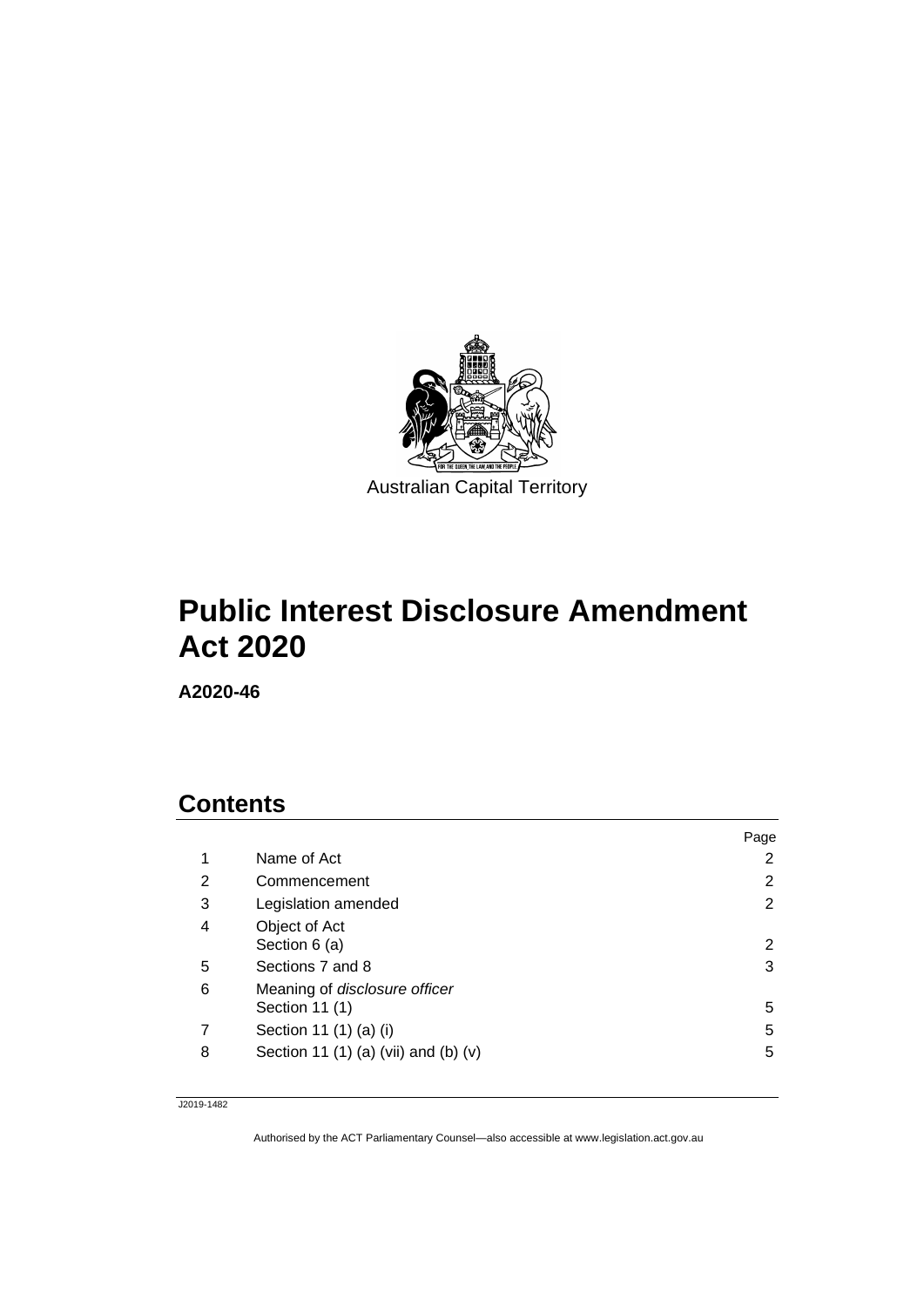Australian Capital Territory

# Public Interest Disclosure Amendment Act 2020

**A2020-46**

## Contents

| | | Page |
|---|---|---|
| 1 | Name of Act | 2 |
| 2 | Commencement | 2 |
| 3 | Legislation amended | 2 |
| 4 | Object of Act<br>Section 6 (a) | 2 |
| 5 | Sections 7 and 8 | 3 |
| 6 | Meaning of *disclosure officer*<br>Section 11 (1) | 5 |
| 7 | Section 11 (1) (a) (i) | 5 |
| 8 | Section 11 (1) (a) (vii) and (b) (v) | 5 |

J2019-1482

Authorised by the ACT Parliamentary Counsel—also accessible at www.legislation.act.gov.au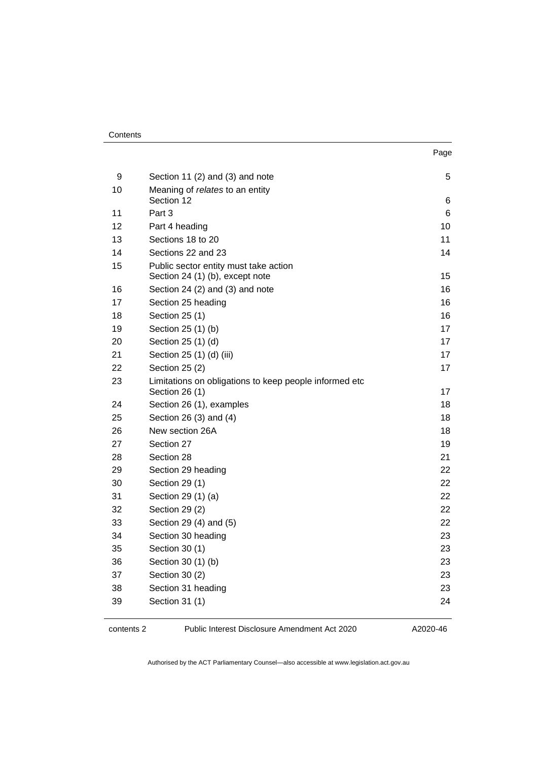Contents

| | | Page |
|---|---|---|
| 9 | Section 11 (2) and (3) and note | 5 |
| 10 | Meaning of *relates* to an entity<br>Section 12 | 6 |
| 11 | Part 3 | 6 |
| 12 | Part 4 heading | 10 |
| 13 | Sections 18 to 20 | 11 |
| 14 | Sections 22 and 23 | 14 |
| 15 | Public sector entity must take action<br>Section 24 (1) (b), except note | 15 |
| 16 | Section 24 (2) and (3) and note | 16 |
| 17 | Section 25 heading | 16 |
| 18 | Section 25 (1) | 16 |
| 19 | Section 25 (1) (b) | 17 |
| 20 | Section 25 (1) (d) | 17 |
| 21 | Section 25 (1) (d) (iii) | 17 |
| 22 | Section 25 (2) | 17 |
| 23 | Limitations on obligations to keep people informed etc<br>Section 26 (1) | 17 |
| 24 | Section 26 (1), examples | 18 |
| 25 | Section 26 (3) and (4) | 18 |
| 26 | New section 26A | 18 |
| 27 | Section 27 | 19 |
| 28 | Section 28 | 21 |
| 29 | Section 29 heading | 22 |
| 30 | Section 29 (1) | 22 |
| 31 | Section 29 (1) (a) | 22 |
| 32 | Section 29 (2) | 22 |
| 33 | Section 29 (4) and (5) | 22 |
| 34 | Section 30 heading | 23 |
| 35 | Section 30 (1) | 23 |
| 36 | Section 30 (1) (b) | 23 |
| 37 | Section 30 (2) | 23 |
| 38 | Section 31 heading | 23 |
| 39 | Section 31 (1) | 24 |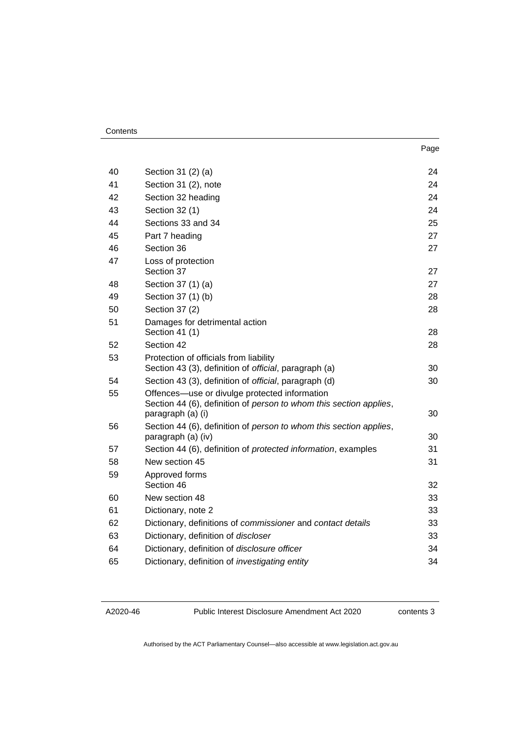| | | Page |
|---|---|---|
| 40 | Section 31 (2) (a) | 24 |
| 41 | Section 31 (2), note | 24 |
| 42 | Section 32 heading | 24 |
| 43 | Section 32 (1) | 24 |
| 44 | Sections 33 and 34 | 25 |
| 45 | Part 7 heading | 27 |
| 46 | Section 36 | 27 |
| 47 | Loss of protection<br>Section 37 | 27 |
| 48 | Section 37 (1) (a) | 27 |
| 49 | Section 37 (1) (b) | 28 |
| 50 | Section 37 (2) | 28 |
| 51 | Damages for detrimental action<br>Section 41 (1) | 28 |
| 52 | Section 42 | 28 |
| 53 | Protection of officials from liability<br>Section 43 (3), definition of *official*, paragraph (a) | 30 |
| 54 | Section 43 (3), definition of *official*, paragraph (d) | 30 |
| 55 | Offences—use or divulge protected information<br>Section 44 (6), definition of *person to whom this section applies*, paragraph (a) (i) | 30 |
| 56 | Section 44 (6), definition of *person to whom this section applies*, paragraph (a) (iv) | 30 |
| 57 | Section 44 (6), definition of *protected information*, examples | 31 |
| 58 | New section 45 | 31 |
| 59 | Approved forms<br>Section 46 | 32 |
| 60 | New section 48 | 33 |
| 61 | Dictionary, note 2 | 33 |
| 62 | Dictionary, definitions of *commissioner* and *contact details* | 33 |
| 63 | Dictionary, definition of *discloser* | 33 |
| 64 | Dictionary, definition of *disclosure officer* | 34 |
| 65 | Dictionary, definition of *investigating entity* | 34 |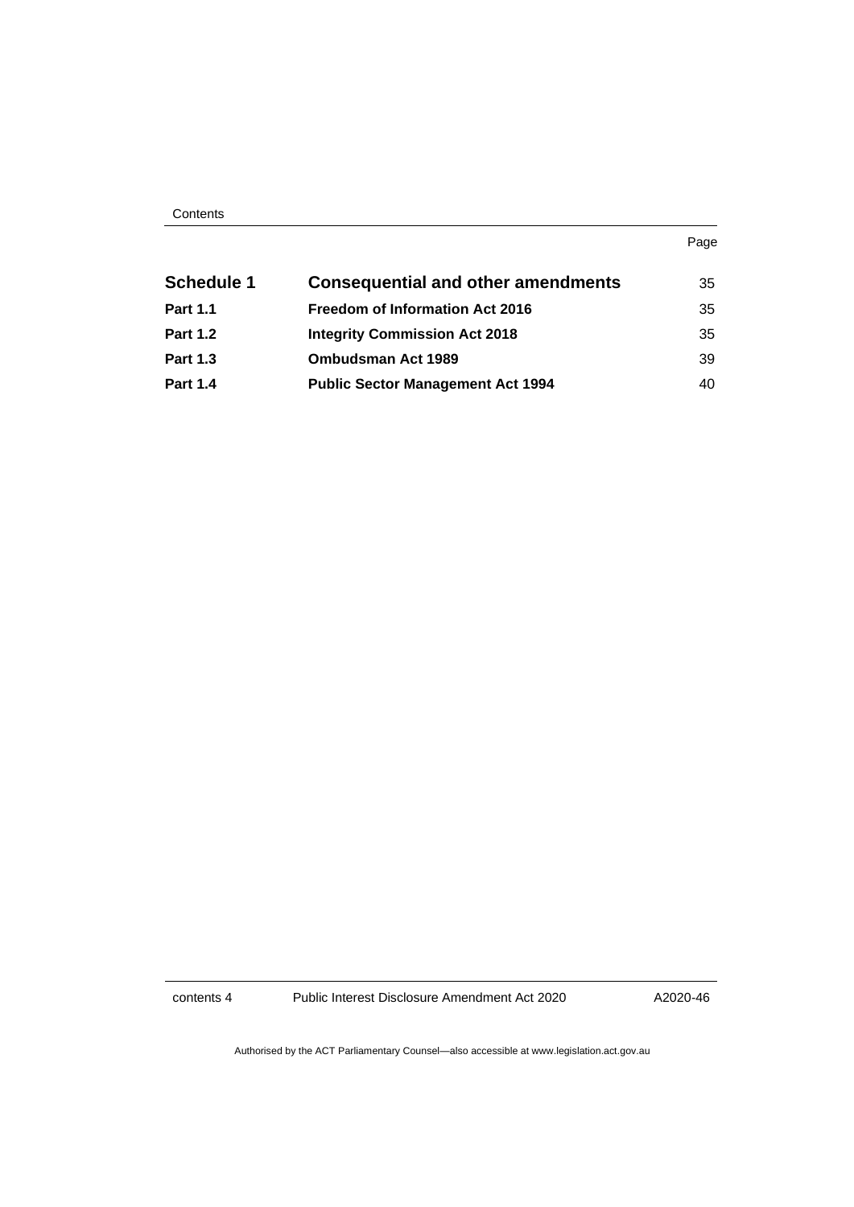| | | Page |
|---|---|---|
| **Schedule 1** | **Consequential and other amendments** | 35 |
| **Part 1.1** | **Freedom of Information Act 2016** | 35 |
| **Part 1.2** | **Integrity Commission Act 2018** | 35 |
| **Part 1.3** | **Ombudsman Act 1989** | 39 |
| **Part 1.4** | **Public Sector Management Act 1994** | 40 |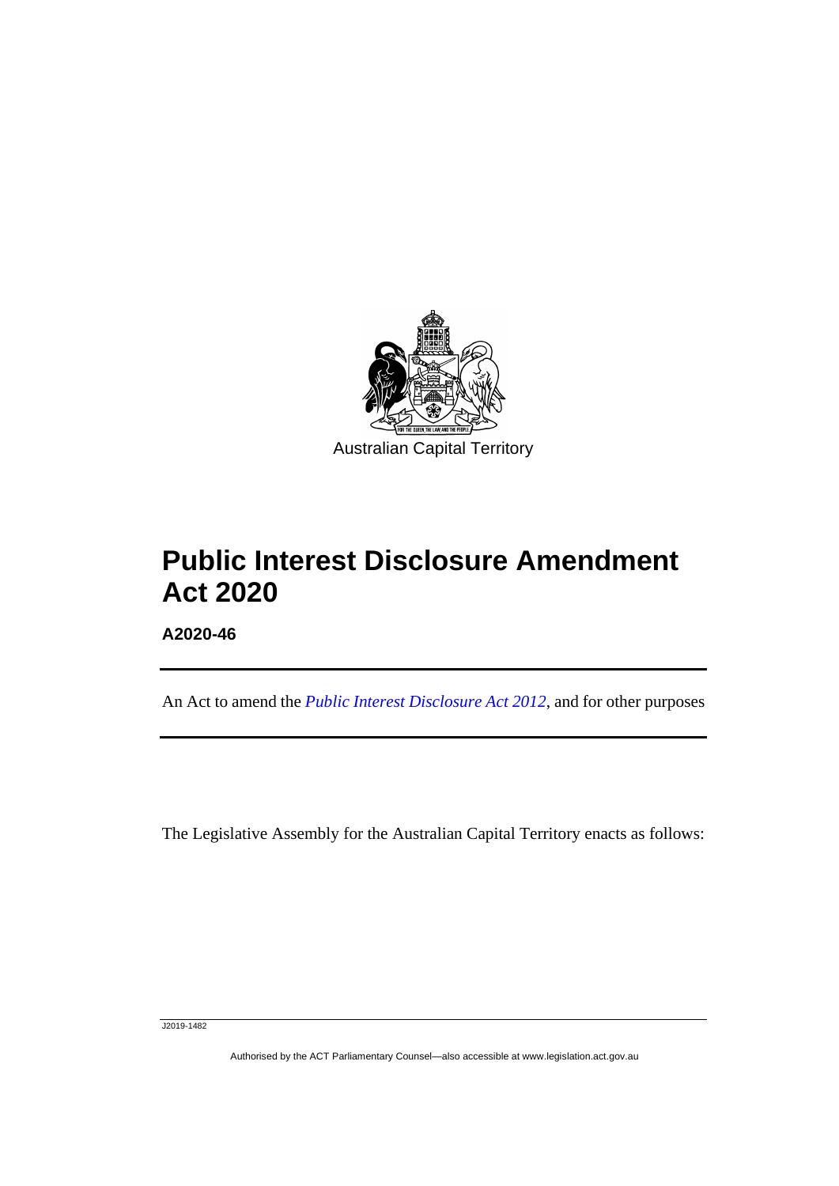Australian Capital Territory

# Public Interest Disclosure Amendment Act 2020

**A2020-46**

An Act to amend the *Public Interest Disclosure Act 2012*, and for other purposes

The Legislative Assembly for the Australian Capital Territory enacts as follows:

J2019-1482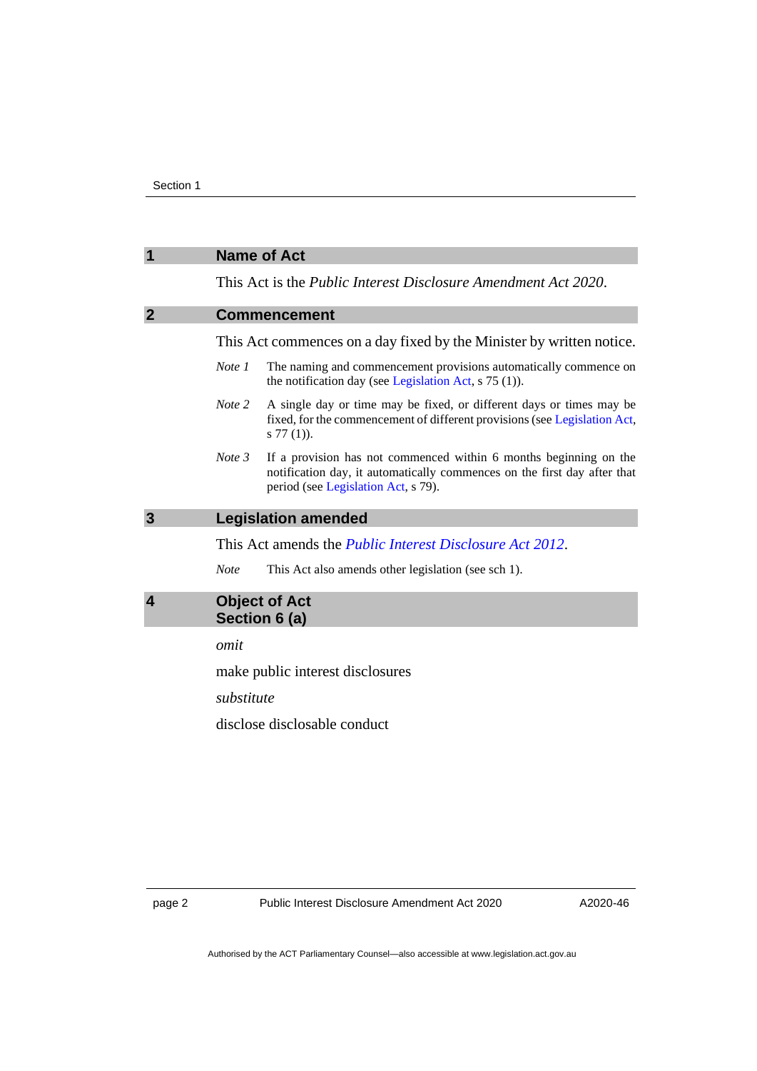## 1 Name of Act

This Act is the *Public Interest Disclosure Amendment Act 2020*.

## 2 Commencement

This Act commences on a day fixed by the Minister by written notice.

*Note 1* The naming and commencement provisions automatically commence on the notification day (see Legislation Act, s 75 (1)).

*Note 2* A single day or time may be fixed, or different days or times may be fixed, for the commencement of different provisions (see Legislation Act, s 77 (1)).

*Note 3* If a provision has not commenced within 6 months beginning on the notification day, it automatically commences on the first day after that period (see Legislation Act, s 79).

## 3 Legislation amended

This Act amends the *Public Interest Disclosure Act 2012*.

*Note* This Act also amends other legislation (see sch 1).

## 4 Object of Act
## Section 6 (a)

*omit*

make public interest disclosures

*substitute*

disclose disclosable conduct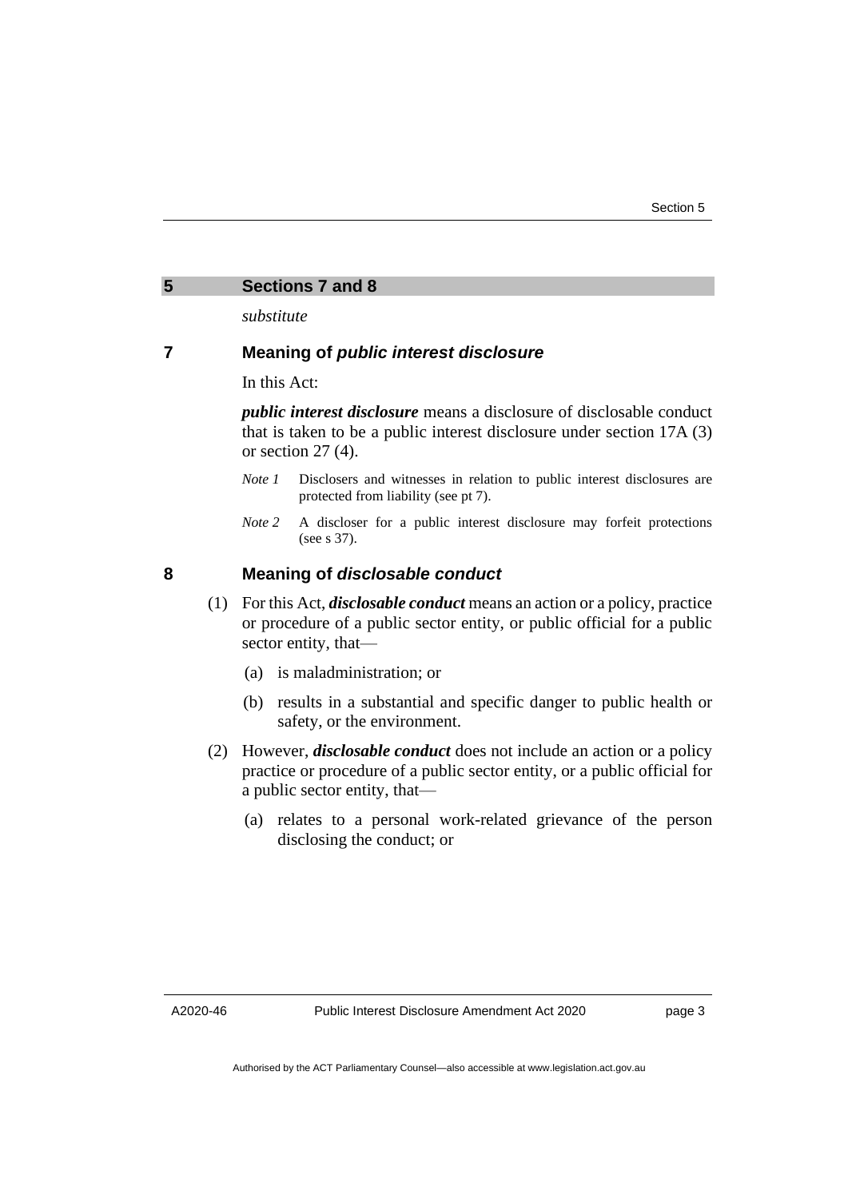## 5 Sections 7 and 8

*substitute*

### 7 Meaning of *public interest disclosure*

In this Act:

***public interest disclosure*** means a disclosure of disclosable conduct that is taken to be a public interest disclosure under section 17A (3) or section 27 (4).

*Note 1* Disclosers and witnesses in relation to public interest disclosures are protected from liability (see pt 7).

*Note 2* A discloser for a public interest disclosure may forfeit protections (see s 37).

### 8 Meaning of *disclosable conduct*

(1) For this Act, ***disclosable conduct*** means an action or a policy, practice or procedure of a public sector entity, or public official for a public sector entity, that—

(a) is maladministration; or

(b) results in a substantial and specific danger to public health or safety, or the environment.

(2) However, ***disclosable conduct*** does not include an action or a policy practice or procedure of a public sector entity, or a public official for a public sector entity, that—

(a) relates to a personal work-related grievance of the person disclosing the conduct; or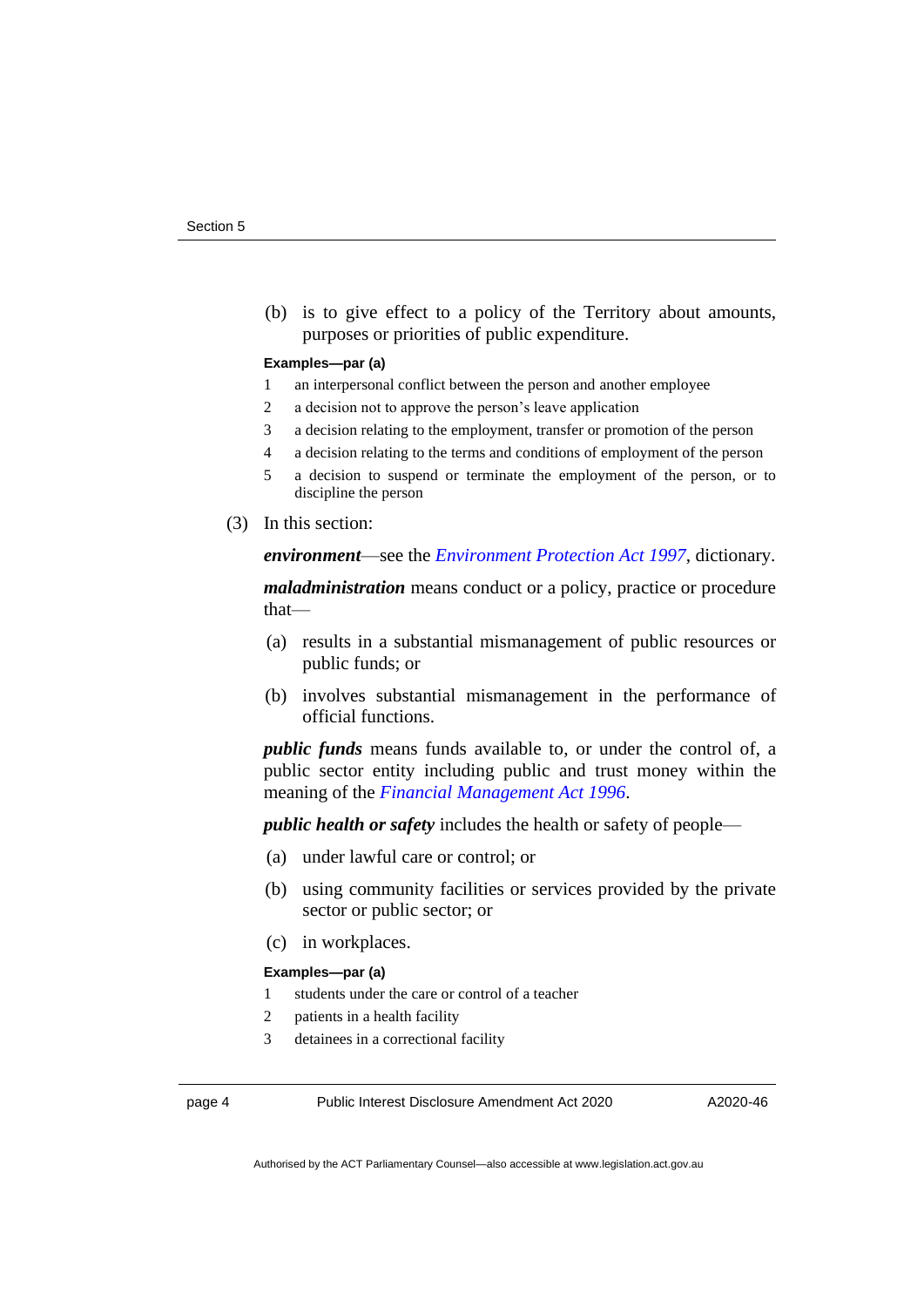(b) is to give effect to a policy of the Territory about amounts, purposes or priorities of public expenditure.

**Examples—par (a)**

1 an interpersonal conflict between the person and another employee
2 a decision not to approve the person's leave application
3 a decision relating to the employment, transfer or promotion of the person
4 a decision relating to the terms and conditions of employment of the person
5 a decision to suspend or terminate the employment of the person, or to discipline the person

(3) In this section:

***environment***—see the *Environment Protection Act 1997*, dictionary.

***maladministration*** means conduct or a policy, practice or procedure that—

(a) results in a substantial mismanagement of public resources or public funds; or

(b) involves substantial mismanagement in the performance of official functions.

***public funds*** means funds available to, or under the control of, a public sector entity including public and trust money within the meaning of the *Financial Management Act 1996*.

***public health or safety*** includes the health or safety of people—

(a) under lawful care or control; or

(b) using community facilities or services provided by the private sector or public sector; or

(c) in workplaces.

**Examples—par (a)**

1 students under the care or control of a teacher
2 patients in a health facility
3 detainees in a correctional facility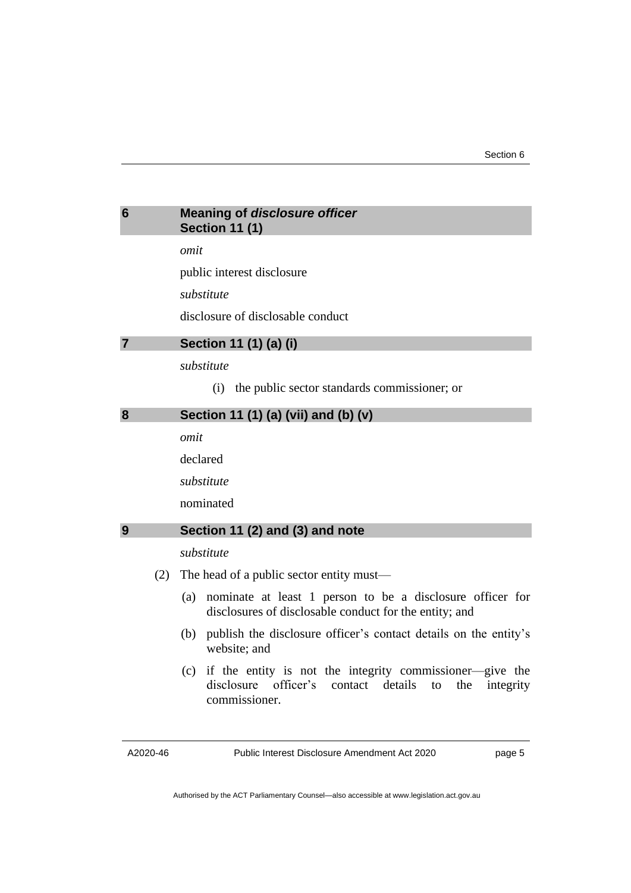## 6 Meaning of *disclosure officer* Section 11 (1)

*omit*

public interest disclosure

*substitute*

disclosure of disclosable conduct

## 7 Section 11 (1) (a) (i)

*substitute*

(i) the public sector standards commissioner; or

## 8 Section 11 (1) (a) (vii) and (b) (v)

*omit*

declared

*substitute*

nominated

## 9 Section 11 (2) and (3) and note

*substitute*

(2) The head of a public sector entity must—

(a) nominate at least 1 person to be a disclosure officer for disclosures of disclosable conduct for the entity; and

(b) publish the disclosure officer's contact details on the entity's website; and

(c) if the entity is not the integrity commissioner—give the disclosure officer's contact details to the integrity commissioner.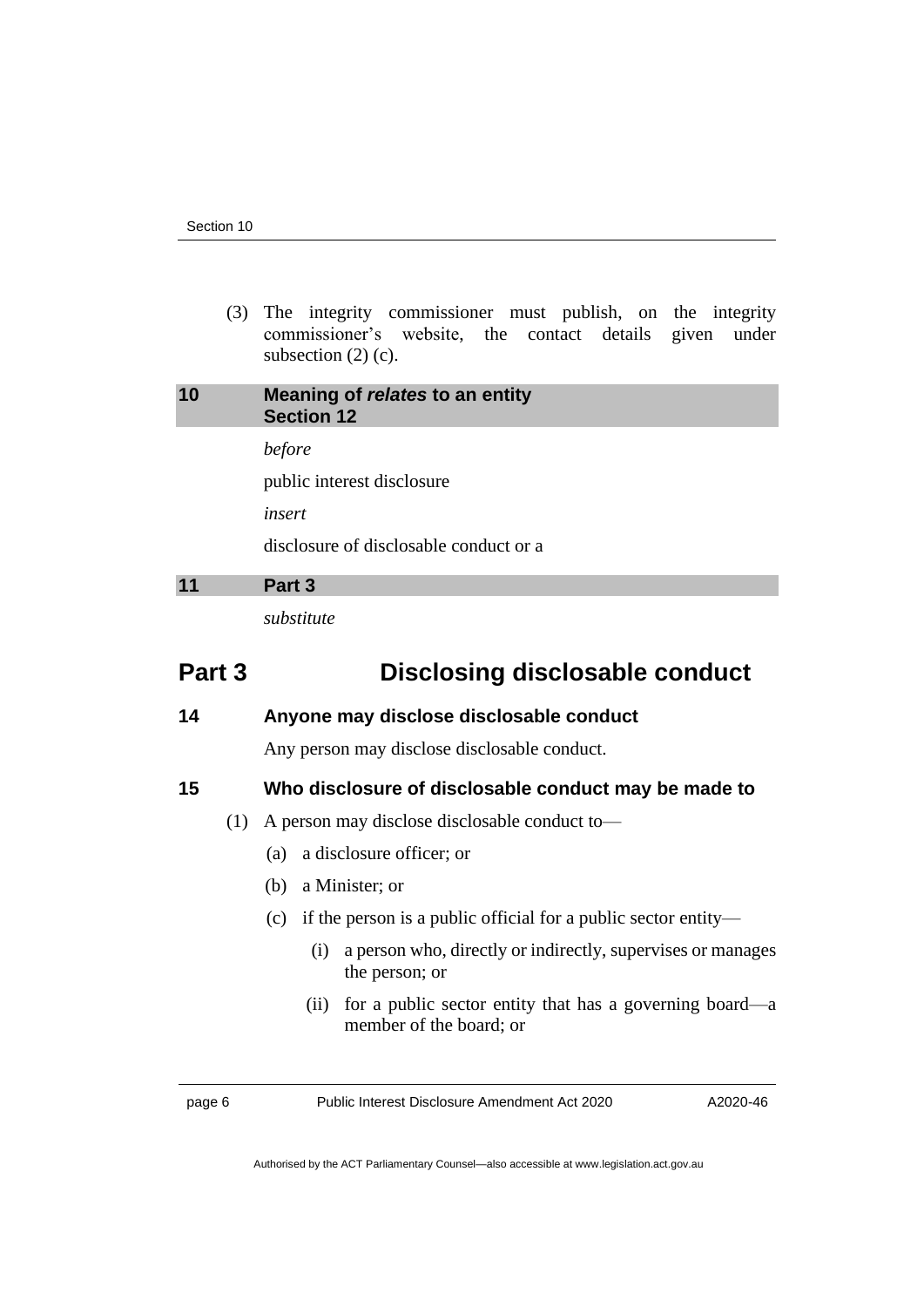(3) The integrity commissioner must publish, on the integrity commissioner's website, the contact details given under subsection (2) (c).

### 10 Meaning of *relates* to an entity
### Section 12

*before*

public interest disclosure

*insert*

disclosure of disclosable conduct or a

### 11 Part 3

*substitute*

## Part 3 Disclosing disclosable conduct

### 14 Anyone may disclose disclosable conduct

Any person may disclose disclosable conduct.

### 15 Who disclosure of disclosable conduct may be made to

(1) A person may disclose disclosable conduct to—

(a) a disclosure officer; or

(b) a Minister; or

(c) if the person is a public official for a public sector entity—

(i) a person who, directly or indirectly, supervises or manages the person; or

(ii) for a public sector entity that has a governing board—a member of the board; or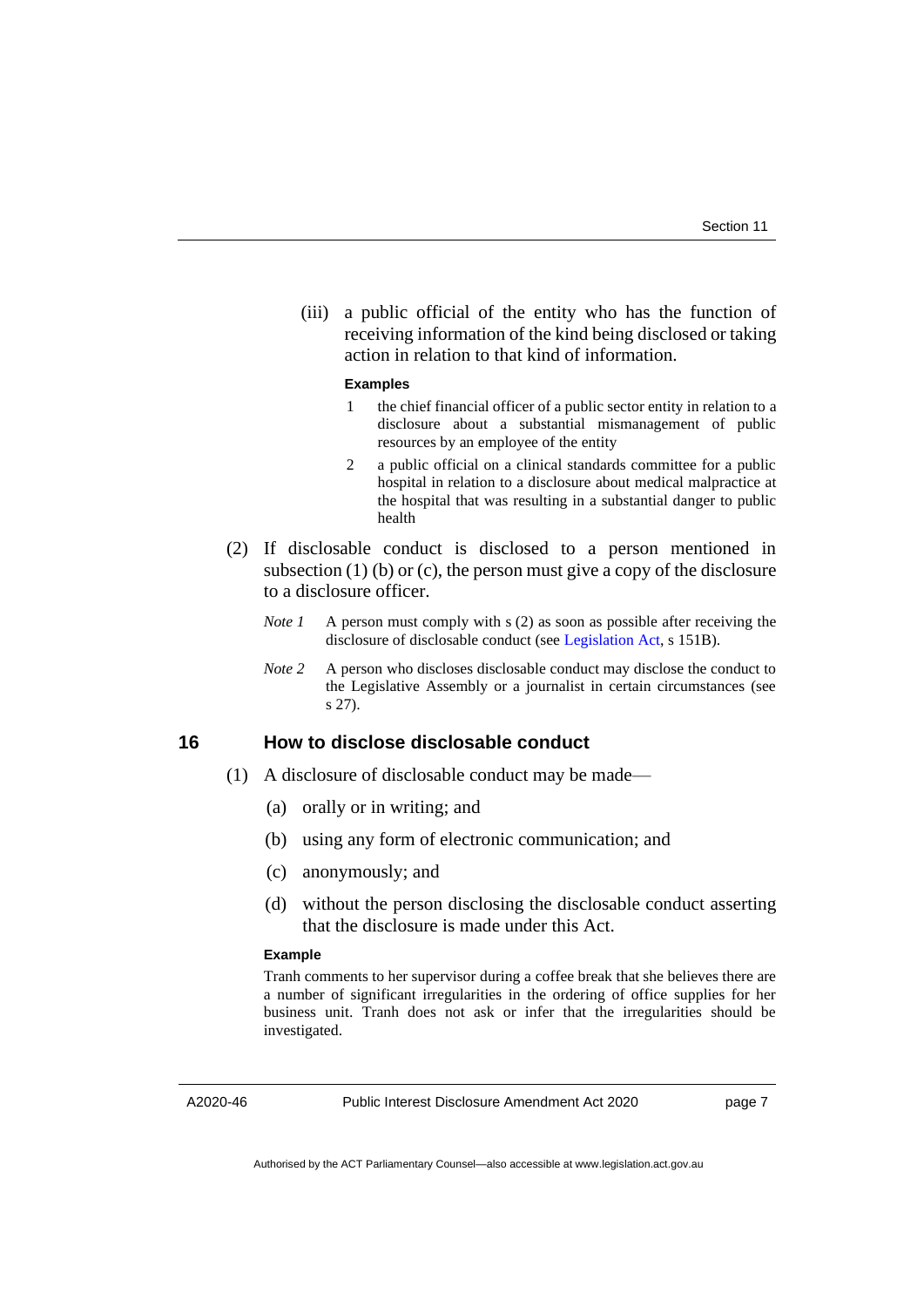(iii) a public official of the entity who has the function of receiving information of the kind being disclosed or taking action in relation to that kind of information.

**Examples**

1 the chief financial officer of a public sector entity in relation to a disclosure about a substantial mismanagement of public resources by an employee of the entity

2 a public official on a clinical standards committee for a public hospital in relation to a disclosure about medical malpractice at the hospital that was resulting in a substantial danger to public health

(2) If disclosable conduct is disclosed to a person mentioned in subsection (1) (b) or (c), the person must give a copy of the disclosure to a disclosure officer.

*Note 1* A person must comply with s (2) as soon as possible after receiving the disclosure of disclosable conduct (see Legislation Act, s 151B).

*Note 2* A person who discloses disclosable conduct may disclose the conduct to the Legislative Assembly or a journalist in certain circumstances (see s 27).

## 16 How to disclose disclosable conduct

(1) A disclosure of disclosable conduct may be made—

(a) orally or in writing; and

(b) using any form of electronic communication; and

(c) anonymously; and

(d) without the person disclosing the disclosable conduct asserting that the disclosure is made under this Act.

**Example**

Tranh comments to her supervisor during a coffee break that she believes there are a number of significant irregularities in the ordering of office supplies for her business unit. Tranh does not ask or infer that the irregularities should be investigated.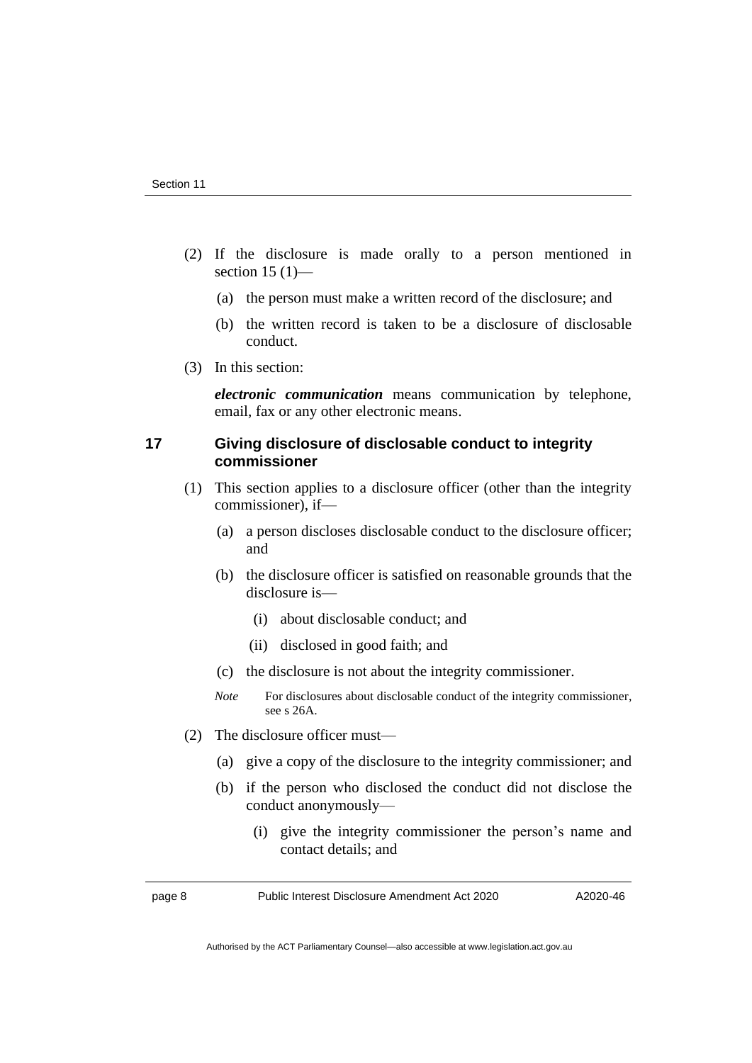(2) If the disclosure is made orally to a person mentioned in section 15 (1)—

(a) the person must make a written record of the disclosure; and

(b) the written record is taken to be a disclosure of disclosable conduct.

(3) In this section:

***electronic communication*** means communication by telephone, email, fax or any other electronic means.

### 17 Giving disclosure of disclosable conduct to integrity commissioner

(1) This section applies to a disclosure officer (other than the integrity commissioner), if—

(a) a person discloses disclosable conduct to the disclosure officer; and

(b) the disclosure officer is satisfied on reasonable grounds that the disclosure is—

(i) about disclosable conduct; and

(ii) disclosed in good faith; and

(c) the disclosure is not about the integrity commissioner.

*Note* For disclosures about disclosable conduct of the integrity commissioner, see s 26A.

(2) The disclosure officer must—

(a) give a copy of the disclosure to the integrity commissioner; and

(b) if the person who disclosed the conduct did not disclose the conduct anonymously—

(i) give the integrity commissioner the person's name and contact details; and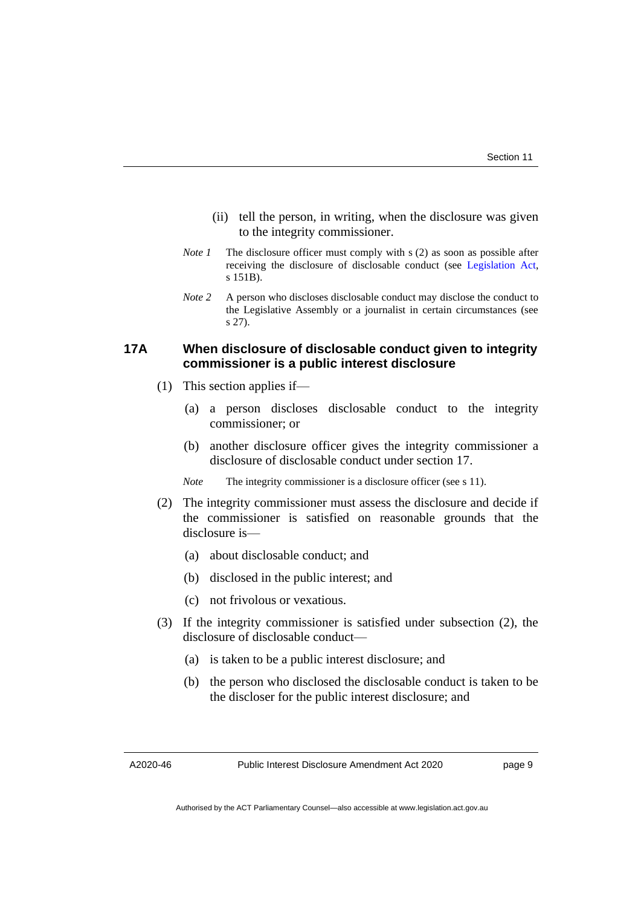(ii) tell the person, in writing, when the disclosure was given to the integrity commissioner.

*Note 1* The disclosure officer must comply with s (2) as soon as possible after receiving the disclosure of disclosable conduct (see Legislation Act, s 151B).

*Note 2* A person who discloses disclosable conduct may disclose the conduct to the Legislative Assembly or a journalist in certain circumstances (see s 27).

### 17A When disclosure of disclosable conduct given to integrity commissioner is a public interest disclosure

(1) This section applies if—

(a) a person discloses disclosable conduct to the integrity commissioner; or

(b) another disclosure officer gives the integrity commissioner a disclosure of disclosable conduct under section 17.

*Note* The integrity commissioner is a disclosure officer (see s 11).

(2) The integrity commissioner must assess the disclosure and decide if the commissioner is satisfied on reasonable grounds that the disclosure is—

(a) about disclosable conduct; and

(b) disclosed in the public interest; and

(c) not frivolous or vexatious.

(3) If the integrity commissioner is satisfied under subsection (2), the disclosure of disclosable conduct—

(a) is taken to be a public interest disclosure; and

(b) the person who disclosed the disclosable conduct is taken to be the discloser for the public interest disclosure; and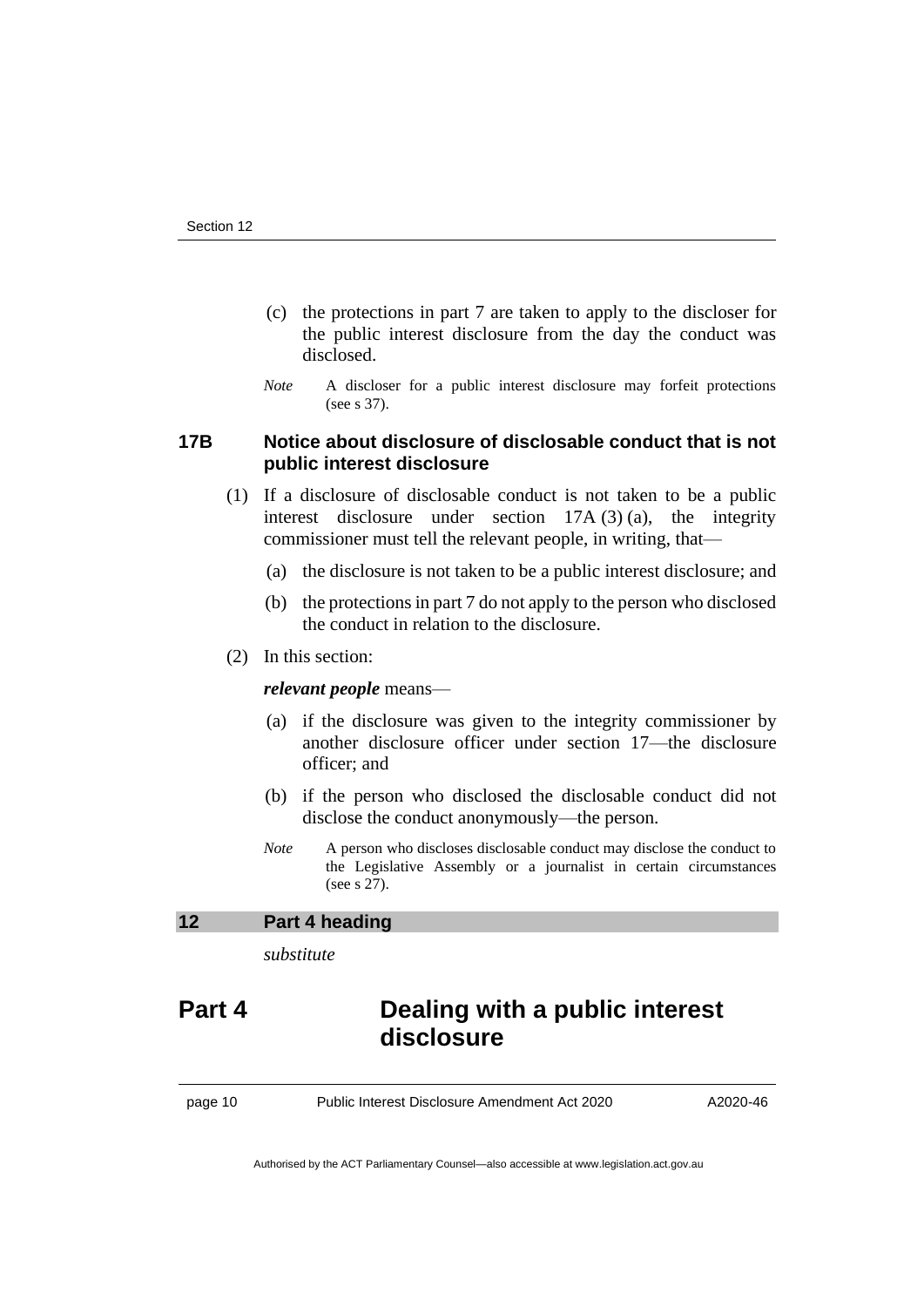(c) the protections in part 7 are taken to apply to the discloser for the public interest disclosure from the day the conduct was disclosed.

*Note* A discloser for a public interest disclosure may forfeit protections (see s 37).

### 17B Notice about disclosure of disclosable conduct that is not public interest disclosure

(1) If a disclosure of disclosable conduct is not taken to be a public interest disclosure under section 17A (3) (a), the integrity commissioner must tell the relevant people, in writing, that—

(a) the disclosure is not taken to be a public interest disclosure; and

(b) the protections in part 7 do not apply to the person who disclosed the conduct in relation to the disclosure.

(2) In this section:

***relevant people*** means—

(a) if the disclosure was given to the integrity commissioner by another disclosure officer under section 17—the disclosure officer; and

(b) if the person who disclosed the disclosable conduct did not disclose the conduct anonymously—the person.

*Note* A person who discloses disclosable conduct may disclose the conduct to the Legislative Assembly or a journalist in certain circumstances (see s 27).

## 12 Part 4 heading

*substitute*

# Part 4 Dealing with a public interest disclosure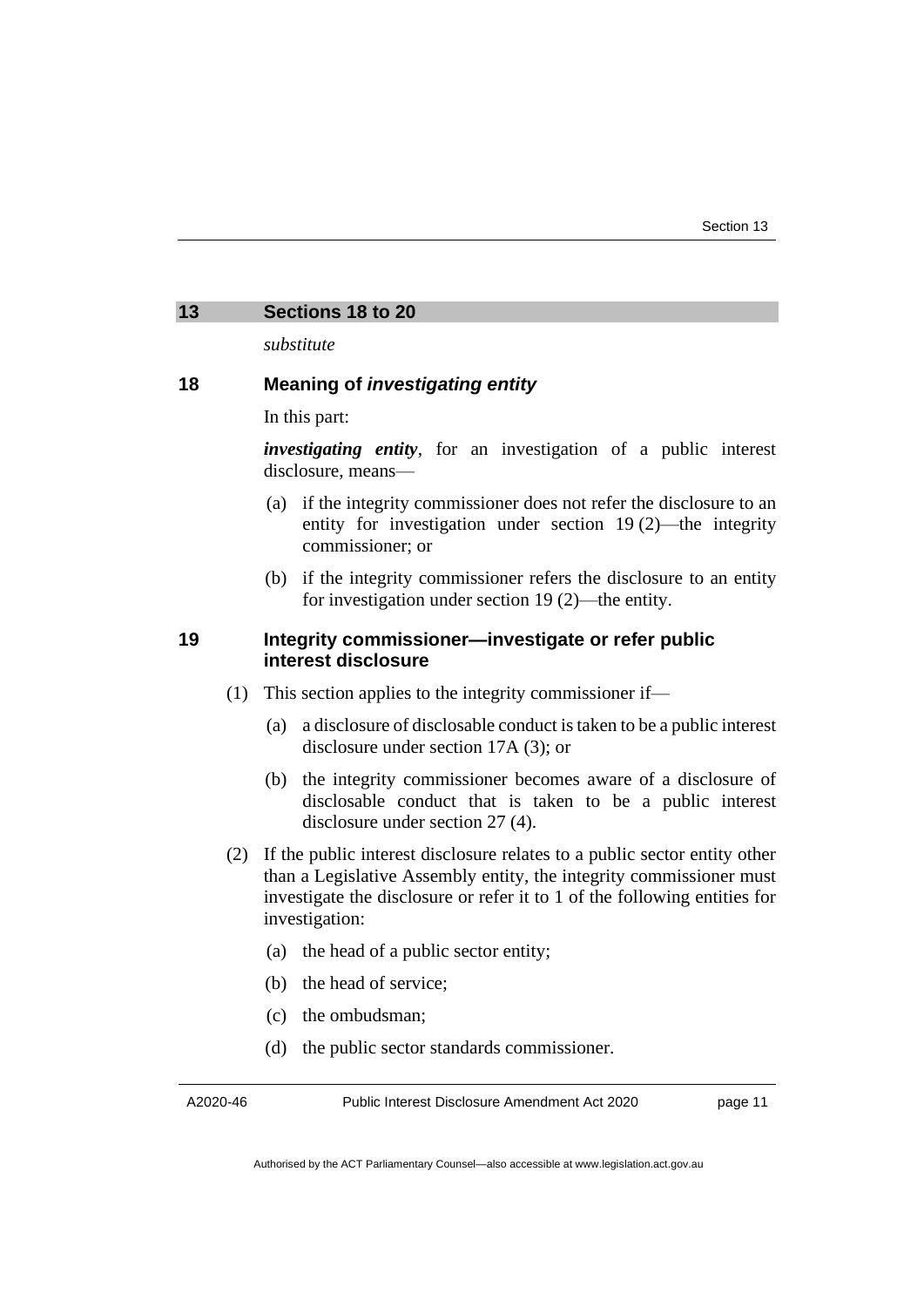## 13 Sections 18 to 20

*substitute*

### 18 Meaning of *investigating entity*

In this part:

***investigating entity***, for an investigation of a public interest disclosure, means—

(a) if the integrity commissioner does not refer the disclosure to an entity for investigation under section 19 (2)—the integrity commissioner; or

(b) if the integrity commissioner refers the disclosure to an entity for investigation under section 19 (2)—the entity.

### 19 Integrity commissioner—investigate or refer public interest disclosure

(1) This section applies to the integrity commissioner if—

(a) a disclosure of disclosable conduct is taken to be a public interest disclosure under section 17A (3); or

(b) the integrity commissioner becomes aware of a disclosure of disclosable conduct that is taken to be a public interest disclosure under section 27 (4).

(2) If the public interest disclosure relates to a public sector entity other than a Legislative Assembly entity, the integrity commissioner must investigate the disclosure or refer it to 1 of the following entities for investigation:

(a) the head of a public sector entity;

(b) the head of service;

(c) the ombudsman;

(d) the public sector standards commissioner.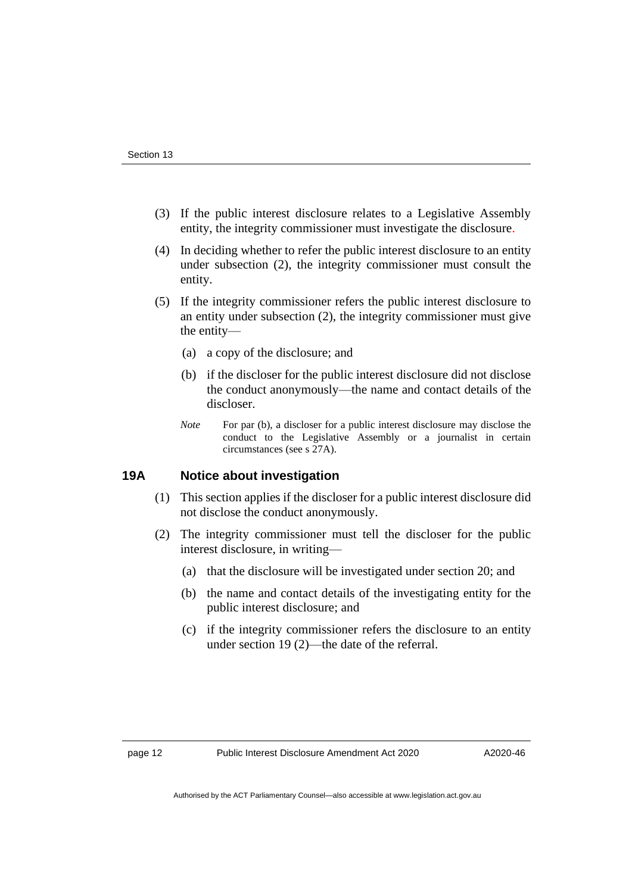(3) If the public interest disclosure relates to a Legislative Assembly entity, the integrity commissioner must investigate the disclosure.

(4) In deciding whether to refer the public interest disclosure to an entity under subsection (2), the integrity commissioner must consult the entity.

(5) If the integrity commissioner refers the public interest disclosure to an entity under subsection (2), the integrity commissioner must give the entity—

(a) a copy of the disclosure; and

(b) if the discloser for the public interest disclosure did not disclose the conduct anonymously—the name and contact details of the discloser.

*Note* For par (b), a discloser for a public interest disclosure may disclose the conduct to the Legislative Assembly or a journalist in certain circumstances (see s 27A).

### 19A Notice about investigation

(1) This section applies if the discloser for a public interest disclosure did not disclose the conduct anonymously.

(2) The integrity commissioner must tell the discloser for the public interest disclosure, in writing—

(a) that the disclosure will be investigated under section 20; and

(b) the name and contact details of the investigating entity for the public interest disclosure; and

(c) if the integrity commissioner refers the disclosure to an entity under section 19 (2)—the date of the referral.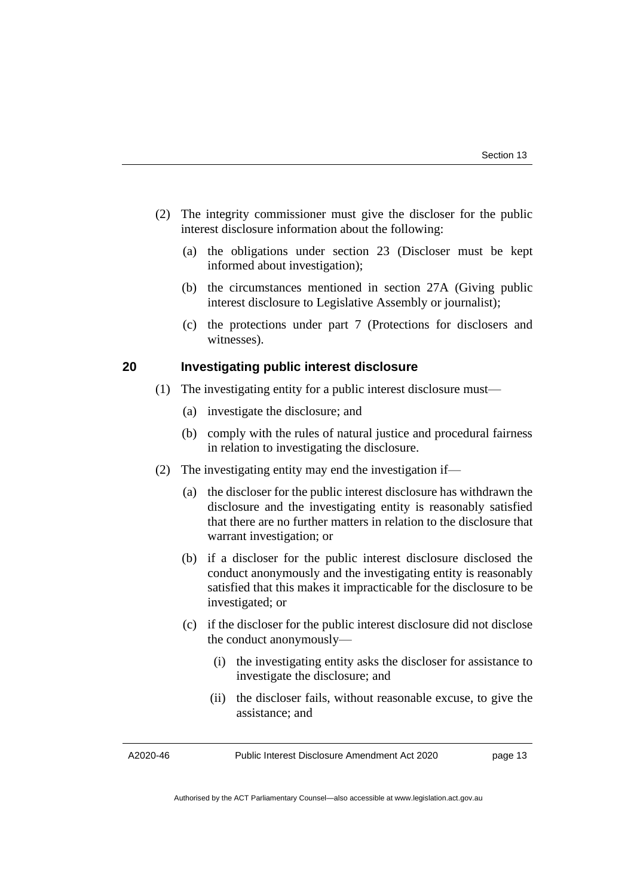(2) The integrity commissioner must give the discloser for the public interest disclosure information about the following:

(a) the obligations under section 23 (Discloser must be kept informed about investigation);

(b) the circumstances mentioned in section 27A (Giving public interest disclosure to Legislative Assembly or journalist);

(c) the protections under part 7 (Protections for disclosers and witnesses).

### 20 Investigating public interest disclosure

(1) The investigating entity for a public interest disclosure must—

(a) investigate the disclosure; and

(b) comply with the rules of natural justice and procedural fairness in relation to investigating the disclosure.

(2) The investigating entity may end the investigation if—

(a) the discloser for the public interest disclosure has withdrawn the disclosure and the investigating entity is reasonably satisfied that there are no further matters in relation to the disclosure that warrant investigation; or

(b) if a discloser for the public interest disclosure disclosed the conduct anonymously and the investigating entity is reasonably satisfied that this makes it impracticable for the disclosure to be investigated; or

(c) if the discloser for the public interest disclosure did not disclose the conduct anonymously—

(i) the investigating entity asks the discloser for assistance to investigate the disclosure; and

(ii) the discloser fails, without reasonable excuse, to give the assistance; and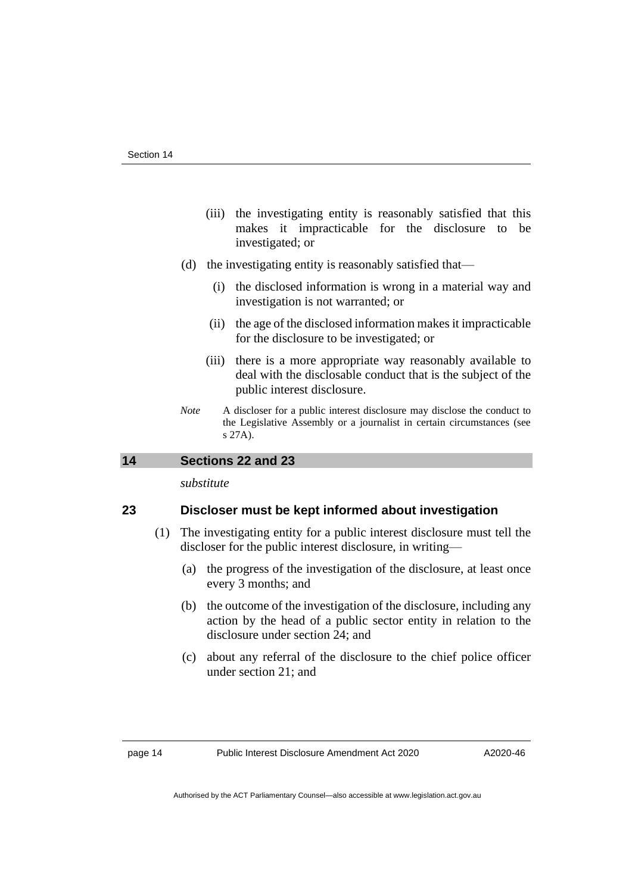(iii) the investigating entity is reasonably satisfied that this makes it impracticable for the disclosure to be investigated; or

(d) the investigating entity is reasonably satisfied that—

(i) the disclosed information is wrong in a material way and investigation is not warranted; or

(ii) the age of the disclosed information makes it impracticable for the disclosure to be investigated; or

(iii) there is a more appropriate way reasonably available to deal with the disclosable conduct that is the subject of the public interest disclosure.

*Note* A discloser for a public interest disclosure may disclose the conduct to the Legislative Assembly or a journalist in certain circumstances (see s 27A).

## 14 Sections 22 and 23

*substitute*

### 23 Discloser must be kept informed about investigation

(1) The investigating entity for a public interest disclosure must tell the discloser for the public interest disclosure, in writing—

(a) the progress of the investigation of the disclosure, at least once every 3 months; and

(b) the outcome of the investigation of the disclosure, including any action by the head of a public sector entity in relation to the disclosure under section 24; and

(c) about any referral of the disclosure to the chief police officer under section 21; and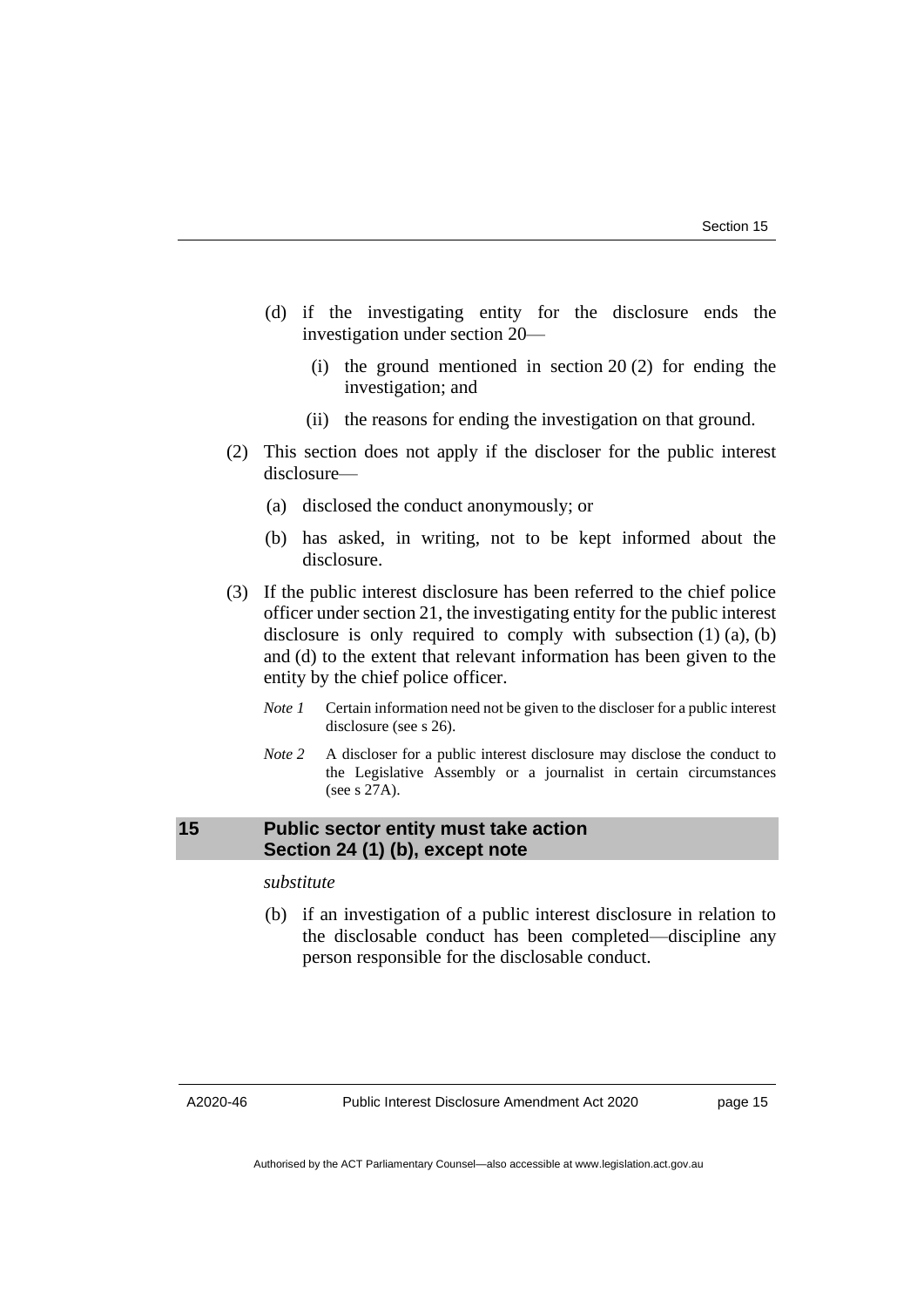(d) if the investigating entity for the disclosure ends the investigation under section 20—

   (i) the ground mentioned in section 20 (2) for ending the investigation; and

   (ii) the reasons for ending the investigation on that ground.

(2) This section does not apply if the discloser for the public interest disclosure—

   (a) disclosed the conduct anonymously; or

   (b) has asked, in writing, not to be kept informed about the disclosure.

(3) If the public interest disclosure has been referred to the chief police officer under section 21, the investigating entity for the public interest disclosure is only required to comply with subsection (1) (a), (b) and (d) to the extent that relevant information has been given to the entity by the chief police officer.

*Note 1* Certain information need not be given to the discloser for a public interest disclosure (see s 26).

*Note 2* A discloser for a public interest disclosure may disclose the conduct to the Legislative Assembly or a journalist in certain circumstances (see s 27A).

## 15 Public sector entity must take action Section 24 (1) (b), except note

*substitute*

(b) if an investigation of a public interest disclosure in relation to the disclosable conduct has been completed—discipline any person responsible for the disclosable conduct.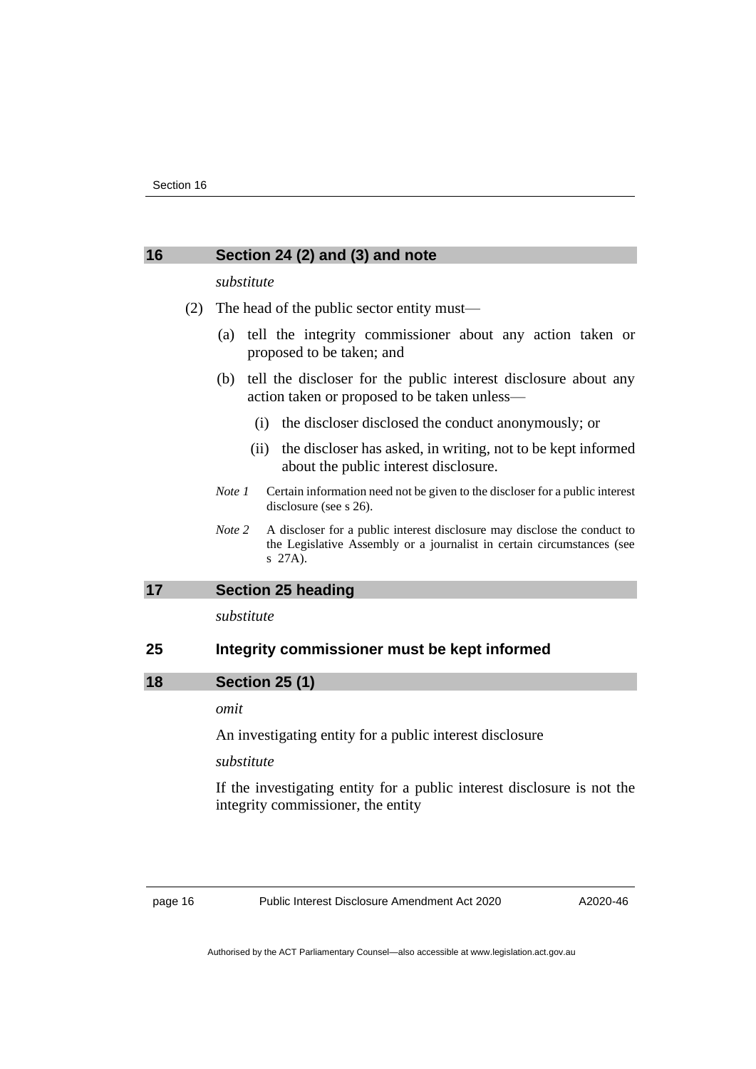## 16 Section 24 (2) and (3) and note

*substitute*

(2) The head of the public sector entity must—

(a) tell the integrity commissioner about any action taken or proposed to be taken; and

(b) tell the discloser for the public interest disclosure about any action taken or proposed to be taken unless—

(i) the discloser disclosed the conduct anonymously; or

(ii) the discloser has asked, in writing, not to be kept informed about the public interest disclosure.

*Note 1* Certain information need not be given to the discloser for a public interest disclosure (see s 26).

*Note 2* A discloser for a public interest disclosure may disclose the conduct to the Legislative Assembly or a journalist in certain circumstances (see s 27A).

## 17 Section 25 heading

*substitute*

### 25 Integrity commissioner must be kept informed

## 18 Section 25 (1)

*omit*

An investigating entity for a public interest disclosure

*substitute*

If the investigating entity for a public interest disclosure is not the integrity commissioner, the entity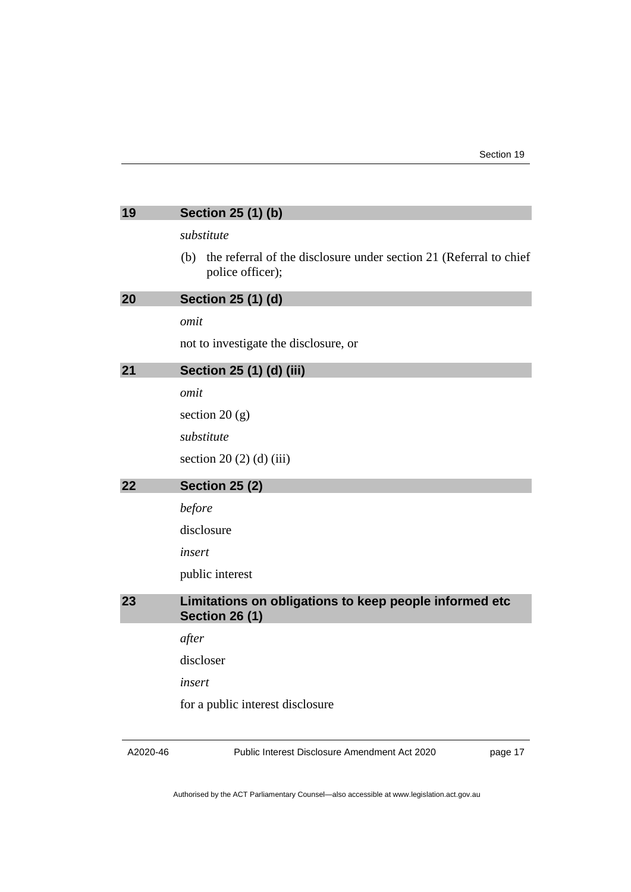## 19 Section 25 (1) (b)

*substitute*

(b) the referral of the disclosure under section 21 (Referral to chief police officer);

## 20 Section 25 (1) (d)

*omit*

not to investigate the disclosure, or

## 21 Section 25 (1) (d) (iii)

*omit*

section 20 (g)

*substitute*

section 20 (2) (d) (iii)

## 22 Section 25 (2)

*before*

disclosure

*insert*

public interest

## 23 Limitations on obligations to keep people informed etc Section 26 (1)

*after*

discloser

*insert*

for a public interest disclosure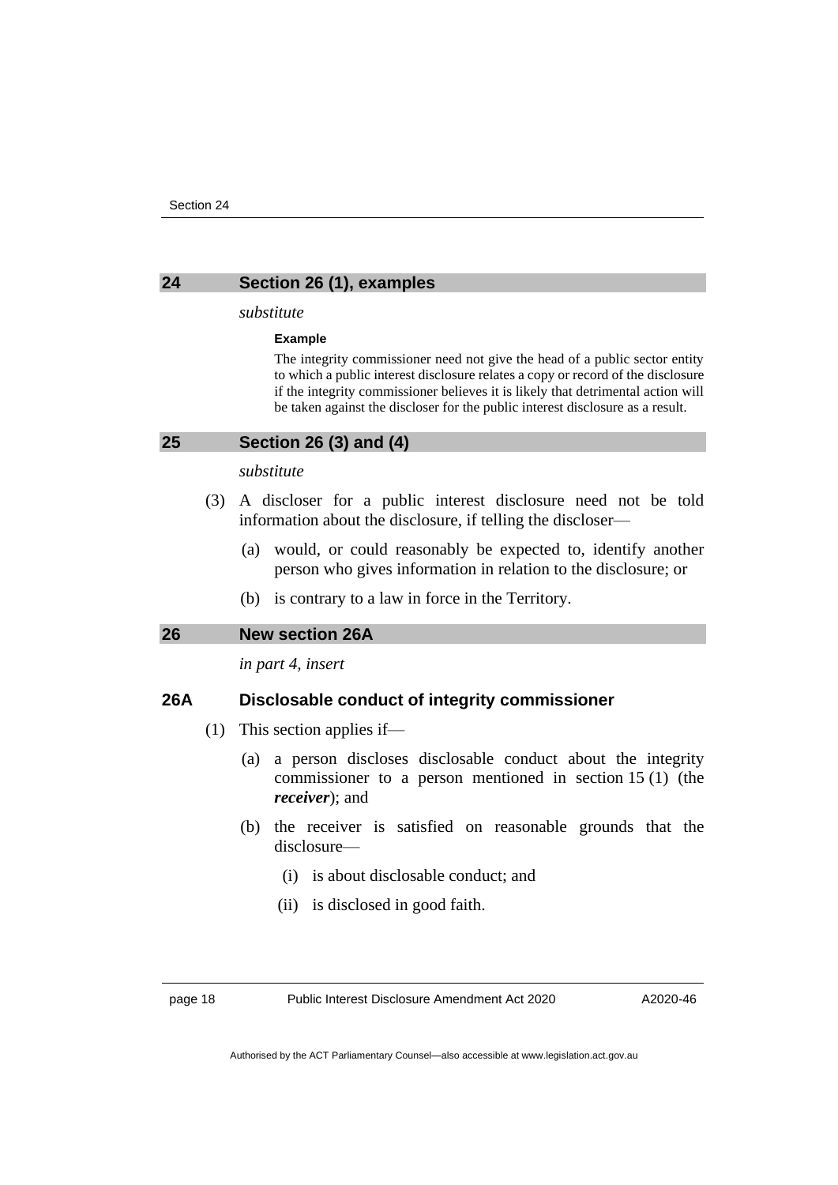## 24 Section 26 (1), examples

*substitute*

**Example**

The integrity commissioner need not give the head of a public sector entity to which a public interest disclosure relates a copy or record of the disclosure if the integrity commissioner believes it is likely that detrimental action will be taken against the discloser for the public interest disclosure as a result.

## 25 Section 26 (3) and (4)

*substitute*

(3) A discloser for a public interest disclosure need not be told information about the disclosure, if telling the discloser—

(a) would, or could reasonably be expected to, identify another person who gives information in relation to the disclosure; or

(b) is contrary to a law in force in the Territory.

## 26 New section 26A

*in part 4, insert*

### 26A Disclosable conduct of integrity commissioner

(1) This section applies if—

(a) a person discloses disclosable conduct about the integrity commissioner to a person mentioned in section 15 (1) (the ***receiver***); and

(b) the receiver is satisfied on reasonable grounds that the disclosure—

(i) is about disclosable conduct; and

(ii) is disclosed in good faith.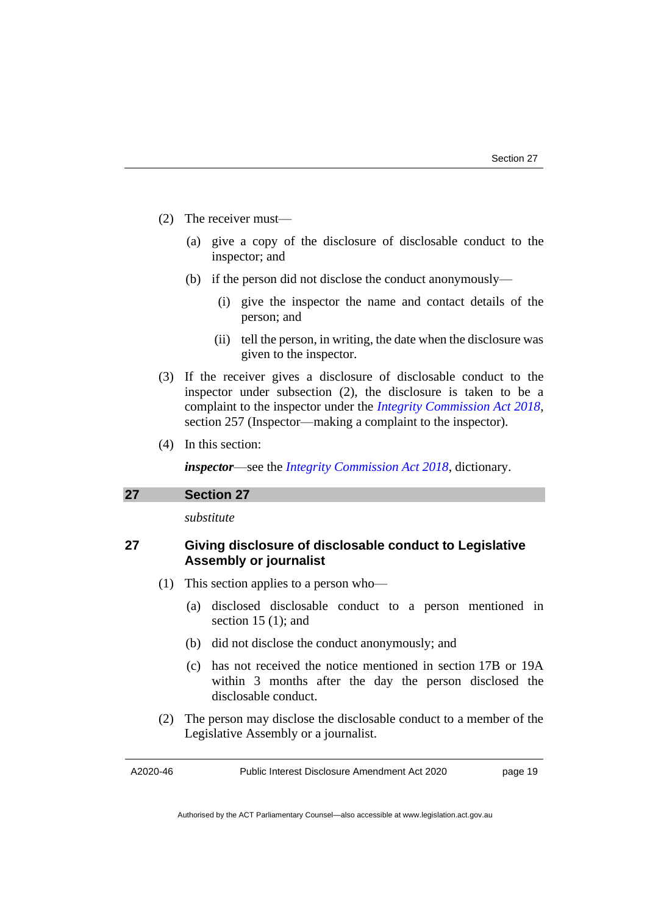(2) The receiver must—

(a) give a copy of the disclosure of disclosable conduct to the inspector; and

(b) if the person did not disclose the conduct anonymously—

(i) give the inspector the name and contact details of the person; and

(ii) tell the person, in writing, the date when the disclosure was given to the inspector.

(3) If the receiver gives a disclosure of disclosable conduct to the inspector under subsection (2), the disclosure is taken to be a complaint to the inspector under the *Integrity Commission Act 2018*, section 257 (Inspector—making a complaint to the inspector).

(4) In this section:

***inspector***—see the *Integrity Commission Act 2018*, dictionary.

## 27 Section 27

*substitute*

### 27 Giving disclosure of disclosable conduct to Legislative Assembly or journalist

(1) This section applies to a person who—

(a) disclosed disclosable conduct to a person mentioned in section 15 (1); and

(b) did not disclose the conduct anonymously; and

(c) has not received the notice mentioned in section 17B or 19A within 3 months after the day the person disclosed the disclosable conduct.

(2) The person may disclose the disclosable conduct to a member of the Legislative Assembly or a journalist.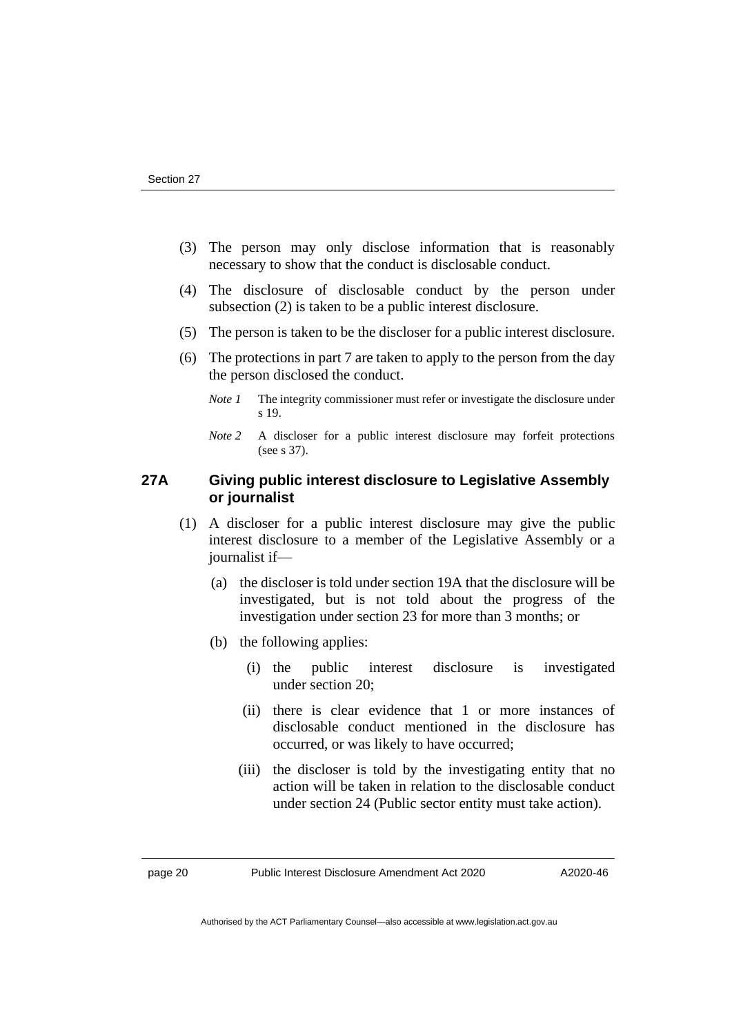(3) The person may only disclose information that is reasonably necessary to show that the conduct is disclosable conduct.

(4) The disclosure of disclosable conduct by the person under subsection (2) is taken to be a public interest disclosure.

(5) The person is taken to be the discloser for a public interest disclosure.

(6) The protections in part 7 are taken to apply to the person from the day the person disclosed the conduct.

*Note 1* The integrity commissioner must refer or investigate the disclosure under s 19.

*Note 2* A discloser for a public interest disclosure may forfeit protections (see s 37).

### 27A Giving public interest disclosure to Legislative Assembly or journalist

(1) A discloser for a public interest disclosure may give the public interest disclosure to a member of the Legislative Assembly or a journalist if—

(a) the discloser is told under section 19A that the disclosure will be investigated, but is not told about the progress of the investigation under section 23 for more than 3 months; or

(b) the following applies:

(i) the public interest disclosure is investigated under section 20;

(ii) there is clear evidence that 1 or more instances of disclosable conduct mentioned in the disclosure has occurred, or was likely to have occurred;

(iii) the discloser is told by the investigating entity that no action will be taken in relation to the disclosable conduct under section 24 (Public sector entity must take action).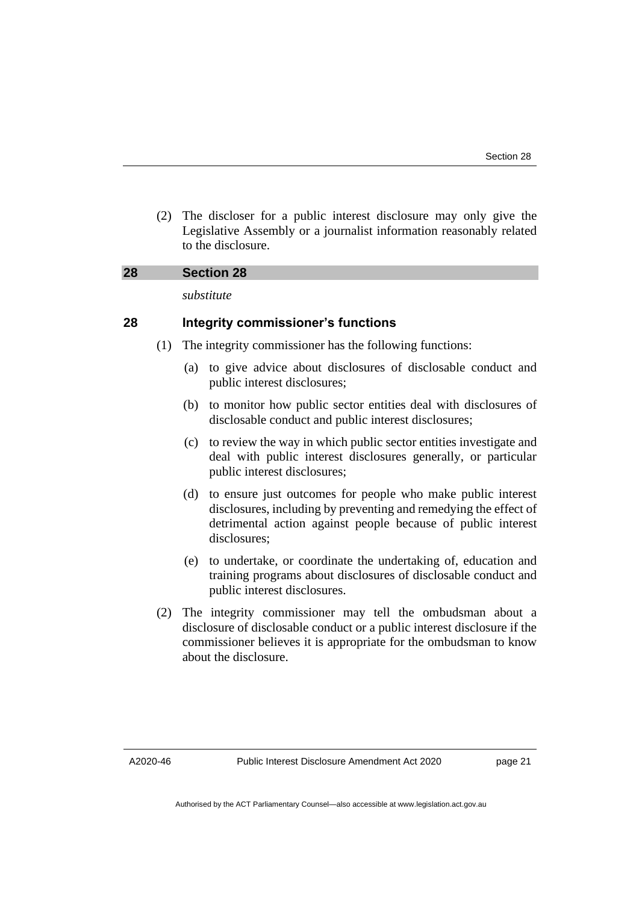(2) The discloser for a public interest disclosure may only give the Legislative Assembly or a journalist information reasonably related to the disclosure.

## 28 Section 28

*substitute*

### 28 Integrity commissioner's functions

(1) The integrity commissioner has the following functions:

(a) to give advice about disclosures of disclosable conduct and public interest disclosures;

(b) to monitor how public sector entities deal with disclosures of disclosable conduct and public interest disclosures;

(c) to review the way in which public sector entities investigate and deal with public interest disclosures generally, or particular public interest disclosures;

(d) to ensure just outcomes for people who make public interest disclosures, including by preventing and remedying the effect of detrimental action against people because of public interest disclosures;

(e) to undertake, or coordinate the undertaking of, education and training programs about disclosures of disclosable conduct and public interest disclosures.

(2) The integrity commissioner may tell the ombudsman about a disclosure of disclosable conduct or a public interest disclosure if the commissioner believes it is appropriate for the ombudsman to know about the disclosure.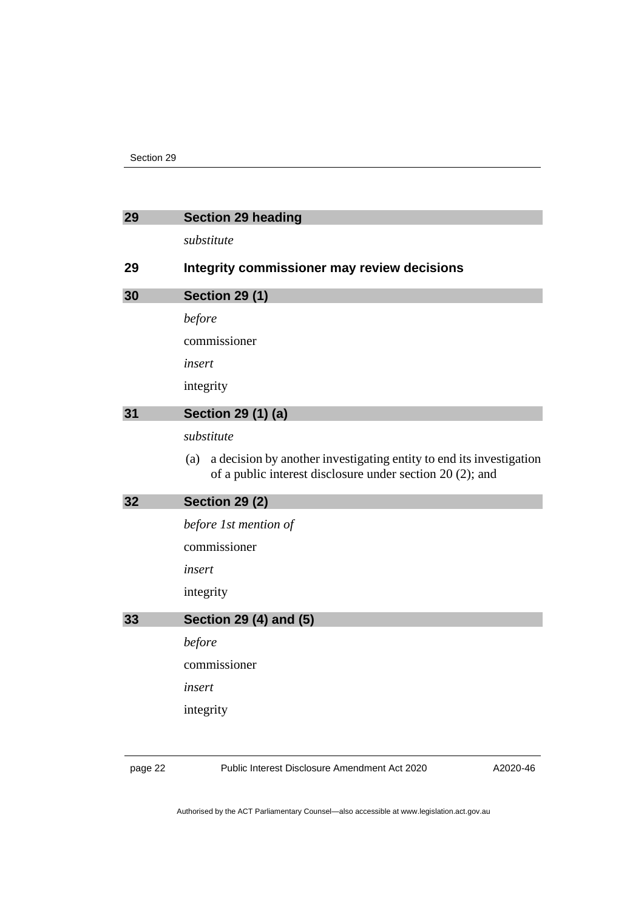## 29 Section 29 heading

*substitute*

### 29 Integrity commissioner may review decisions

## 30 Section 29 (1)

*before*

commissioner

*insert*

integrity

## 31 Section 29 (1) (a)

*substitute*

(a) a decision by another investigating entity to end its investigation of a public interest disclosure under section 20 (2); and

## 32 Section 29 (2)

*before 1st mention of*

commissioner

*insert*

integrity

## 33 Section 29 (4) and (5)

*before*

commissioner

*insert*

integrity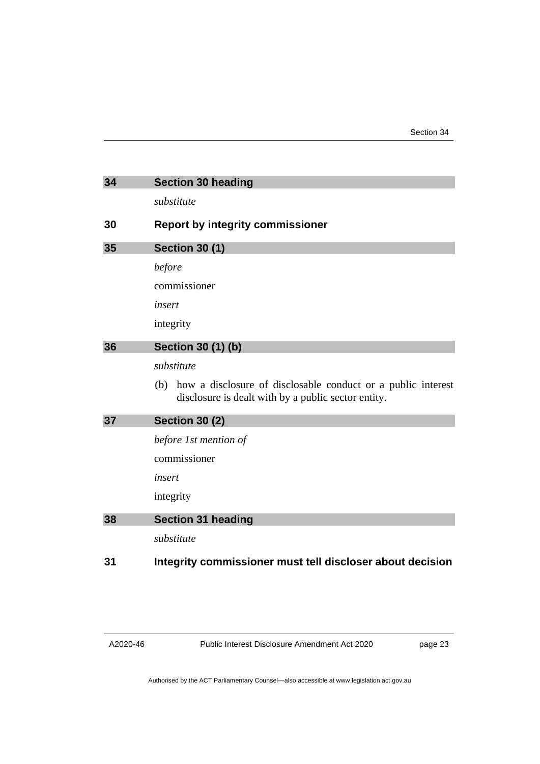## 34 Section 30 heading

*substitute*

### 30 Report by integrity commissioner

## 35 Section 30 (1)

*before*

commissioner

*insert*

integrity

## 36 Section 30 (1) (b)

*substitute*

(b) how a disclosure of disclosable conduct or a public interest disclosure is dealt with by a public sector entity.

## 37 Section 30 (2)

*before 1st mention of*

commissioner

*insert*

integrity

## 38 Section 31 heading

*substitute*

### 31 Integrity commissioner must tell discloser about decision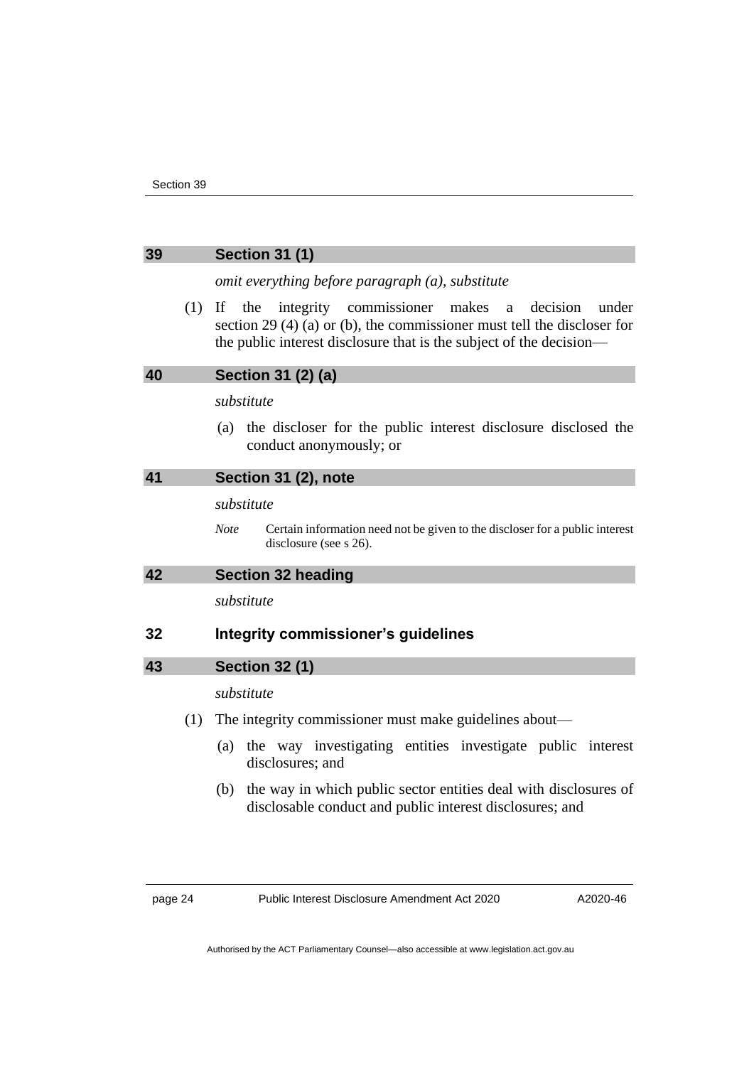## 39 Section 31 (1)

*omit everything before paragraph (a), substitute*

(1) If the integrity commissioner makes a decision under section 29 (4) (a) or (b), the commissioner must tell the discloser for the public interest disclosure that is the subject of the decision—

## 40 Section 31 (2) (a)

*substitute*

(a) the discloser for the public interest disclosure disclosed the conduct anonymously; or

## 41 Section 31 (2), note

*substitute*

*Note* Certain information need not be given to the discloser for a public interest disclosure (see s 26).

## 42 Section 32 heading

*substitute*

### 32 Integrity commissioner's guidelines

## 43 Section 32 (1)

*substitute*

(1) The integrity commissioner must make guidelines about—

(a) the way investigating entities investigate public interest disclosures; and

(b) the way in which public sector entities deal with disclosures of disclosable conduct and public interest disclosures; and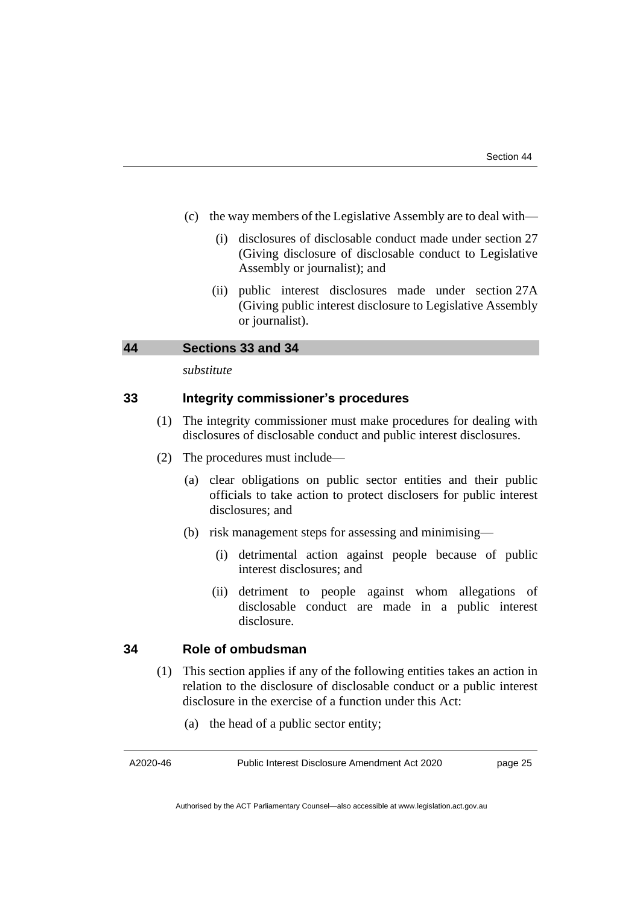(c) the way members of the Legislative Assembly are to deal with—

   (i) disclosures of disclosable conduct made under section 27 (Giving disclosure of disclosable conduct to Legislative Assembly or journalist); and

   (ii) public interest disclosures made under section 27A (Giving public interest disclosure to Legislative Assembly or journalist).

## 44 Sections 33 and 34

*substitute*

### 33 Integrity commissioner's procedures

(1) The integrity commissioner must make procedures for dealing with disclosures of disclosable conduct and public interest disclosures.

(2) The procedures must include—

   (a) clear obligations on public sector entities and their public officials to take action to protect disclosers for public interest disclosures; and

   (b) risk management steps for assessing and minimising—

      (i) detrimental action against people because of public interest disclosures; and

      (ii) detriment to people against whom allegations of disclosable conduct are made in a public interest disclosure.

### 34 Role of ombudsman

(1) This section applies if any of the following entities takes an action in relation to the disclosure of disclosable conduct or a public interest disclosure in the exercise of a function under this Act:

   (a) the head of a public sector entity;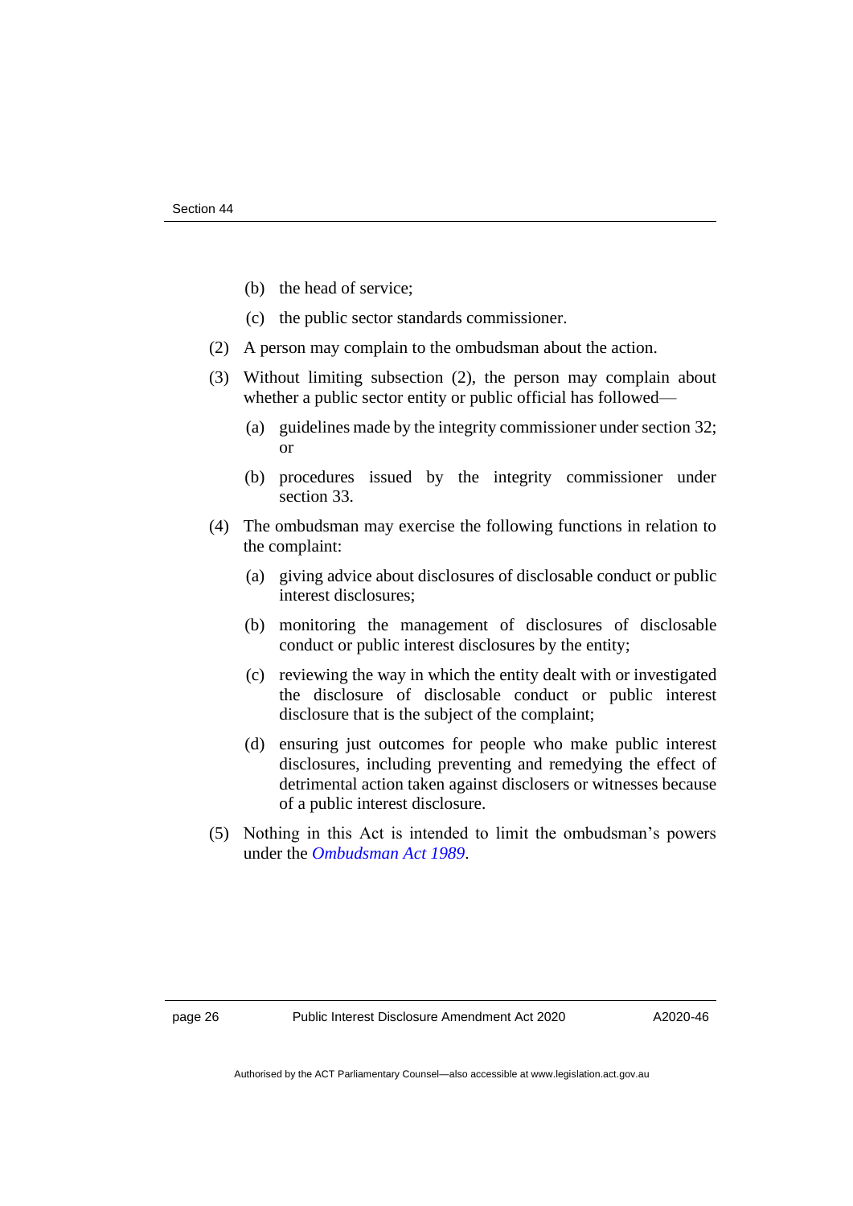(b) the head of service;

(c) the public sector standards commissioner.

(2) A person may complain to the ombudsman about the action.

(3) Without limiting subsection (2), the person may complain about whether a public sector entity or public official has followed—

(a) guidelines made by the integrity commissioner under section 32; or

(b) procedures issued by the integrity commissioner under section 33.

(4) The ombudsman may exercise the following functions in relation to the complaint:

(a) giving advice about disclosures of disclosable conduct or public interest disclosures;

(b) monitoring the management of disclosures of disclosable conduct or public interest disclosures by the entity;

(c) reviewing the way in which the entity dealt with or investigated the disclosure of disclosable conduct or public interest disclosure that is the subject of the complaint;

(d) ensuring just outcomes for people who make public interest disclosures, including preventing and remedying the effect of detrimental action taken against disclosers or witnesses because of a public interest disclosure.

(5) Nothing in this Act is intended to limit the ombudsman's powers under the *Ombudsman Act 1989*.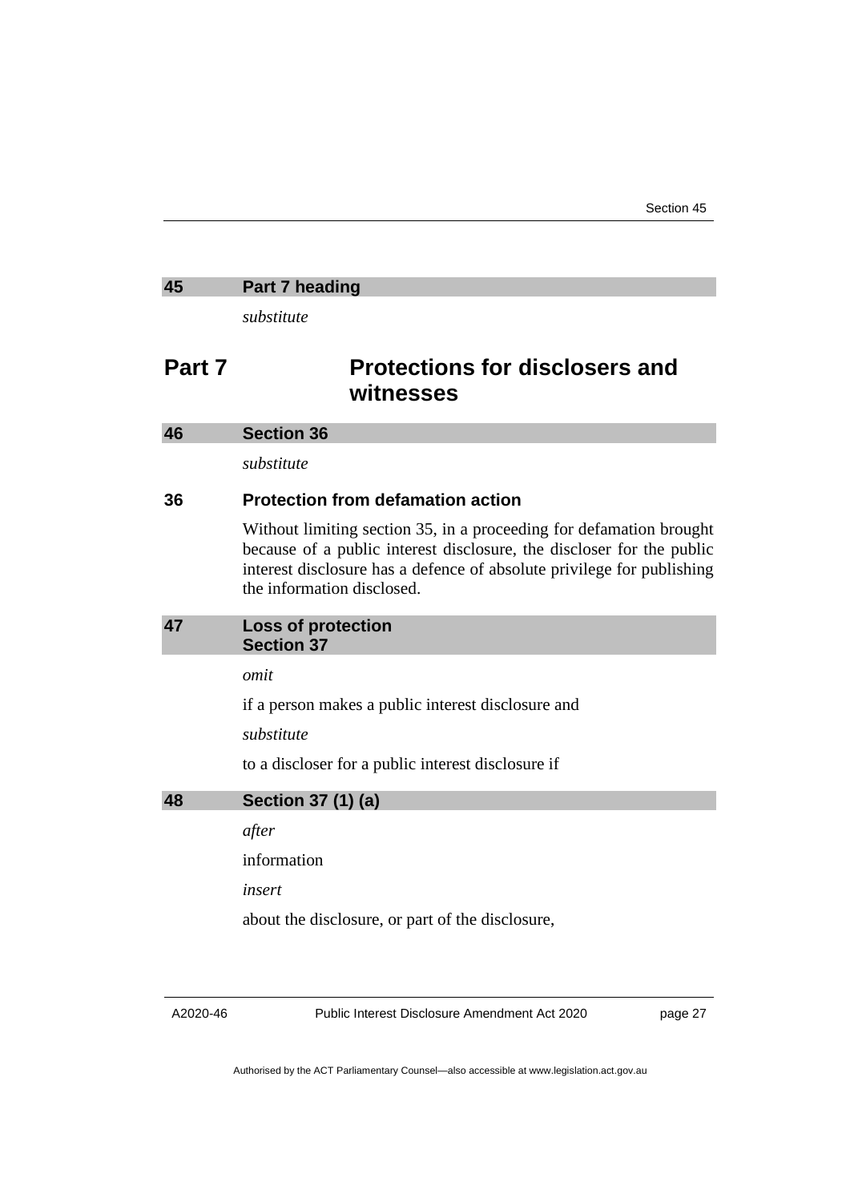### 45 Part 7 heading

*substitute*

## Part 7 Protections for disclosers and witnesses

### 46 Section 36

*substitute*

### 36 Protection from defamation action

Without limiting section 35, in a proceeding for defamation brought because of a public interest disclosure, the discloser for the public interest disclosure has a defence of absolute privilege for publishing the information disclosed.

### 47 Loss of protection Section 37

*omit*

if a person makes a public interest disclosure and

*substitute*

to a discloser for a public interest disclosure if

### 48 Section 37 (1) (a)

*after*

information

*insert*

about the disclosure, or part of the disclosure,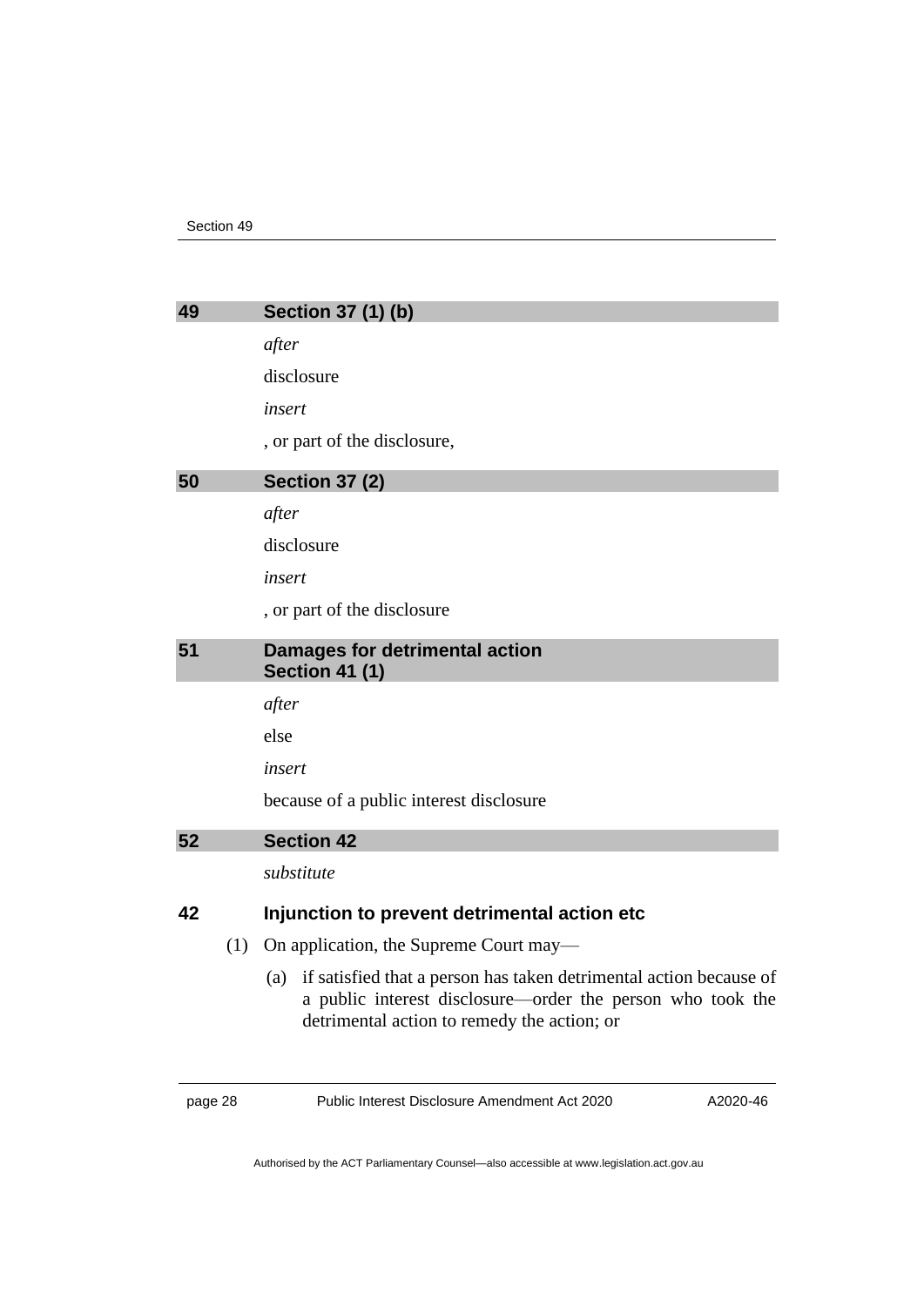## 49 Section 37 (1) (b)

*after*

disclosure

*insert*

, or part of the disclosure,

## 50 Section 37 (2)

*after*

disclosure

*insert*

, or part of the disclosure

## 51 Damages for detrimental action Section 41 (1)

*after*

else

*insert*

because of a public interest disclosure

## 52 Section 42

*substitute*

### 42 Injunction to prevent detrimental action etc

(1) On application, the Supreme Court may—

(a) if satisfied that a person has taken detrimental action because of a public interest disclosure—order the person who took the detrimental action to remedy the action; or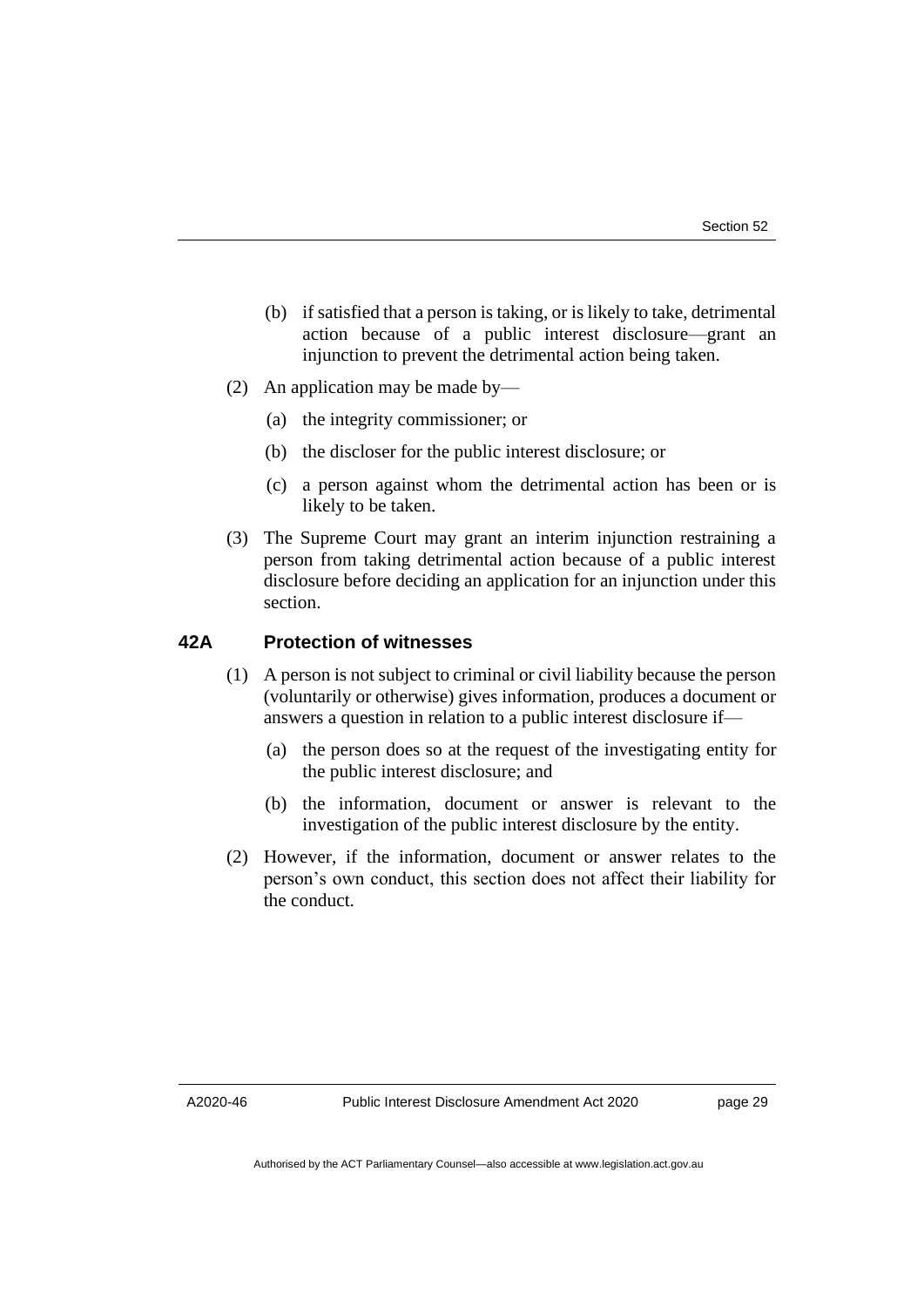(b) if satisfied that a person is taking, or is likely to take, detrimental action because of a public interest disclosure—grant an injunction to prevent the detrimental action being taken.

(2) An application may be made by—

(a) the integrity commissioner; or

(b) the discloser for the public interest disclosure; or

(c) a person against whom the detrimental action has been or is likely to be taken.

(3) The Supreme Court may grant an interim injunction restraining a person from taking detrimental action because of a public interest disclosure before deciding an application for an injunction under this section.

### 42A Protection of witnesses

(1) A person is not subject to criminal or civil liability because the person (voluntarily or otherwise) gives information, produces a document or answers a question in relation to a public interest disclosure if—

(a) the person does so at the request of the investigating entity for the public interest disclosure; and

(b) the information, document or answer is relevant to the investigation of the public interest disclosure by the entity.

(2) However, if the information, document or answer relates to the person's own conduct, this section does not affect their liability for the conduct.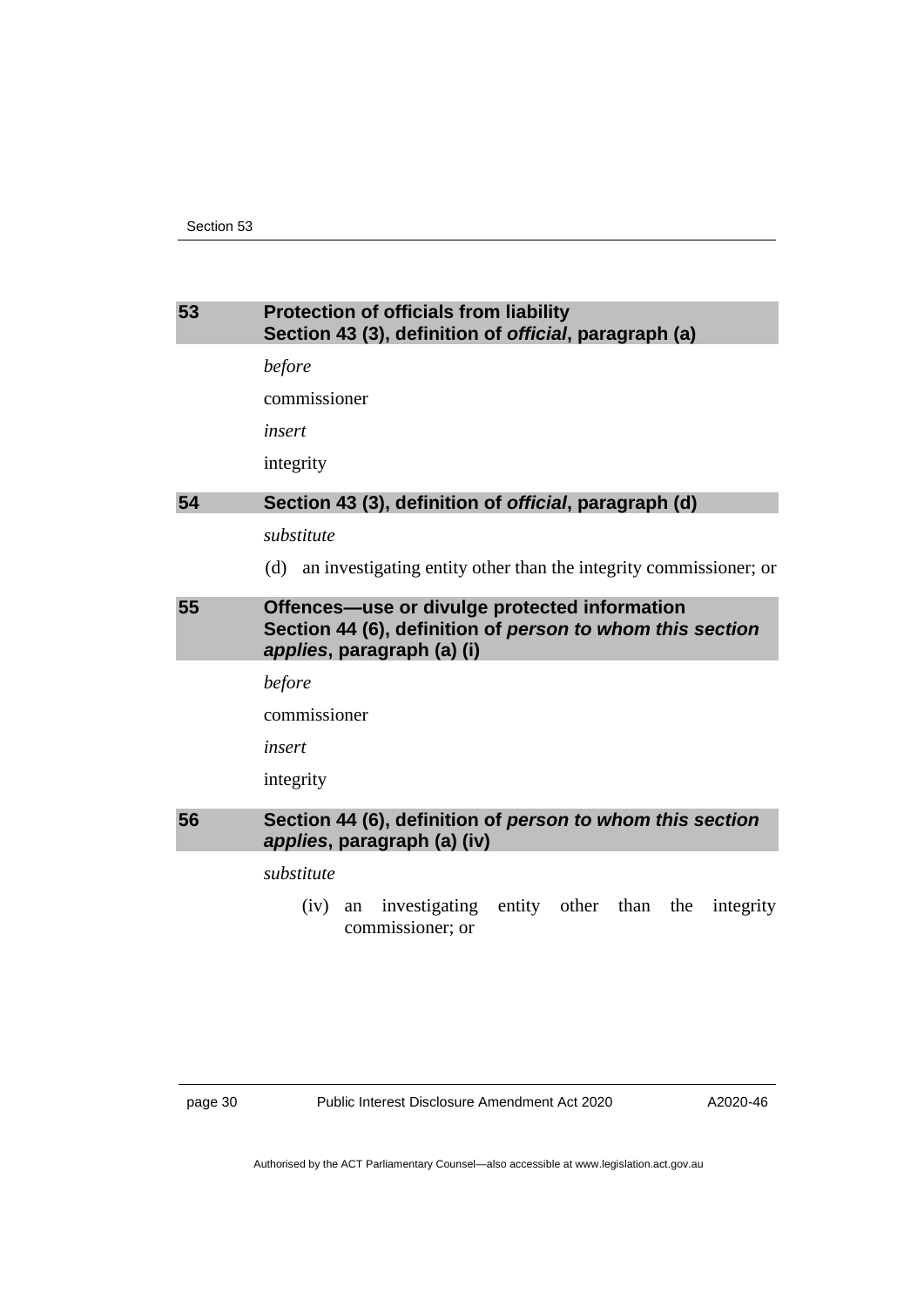## 53 Protection of officials from liability
### Section 43 (3), definition of *official*, paragraph (a)

*before*

commissioner

*insert*

integrity

## 54 Section 43 (3), definition of *official*, paragraph (d)

*substitute*

(d) an investigating entity other than the integrity commissioner; or

## 55 Offences—use or divulge protected information
### Section 44 (6), definition of *person to whom this section applies*, paragraph (a) (i)

*before*

commissioner

*insert*

integrity

## 56 Section 44 (6), definition of *person to whom this section applies*, paragraph (a) (iv)

*substitute*

(iv) an investigating entity other than the integrity commissioner; or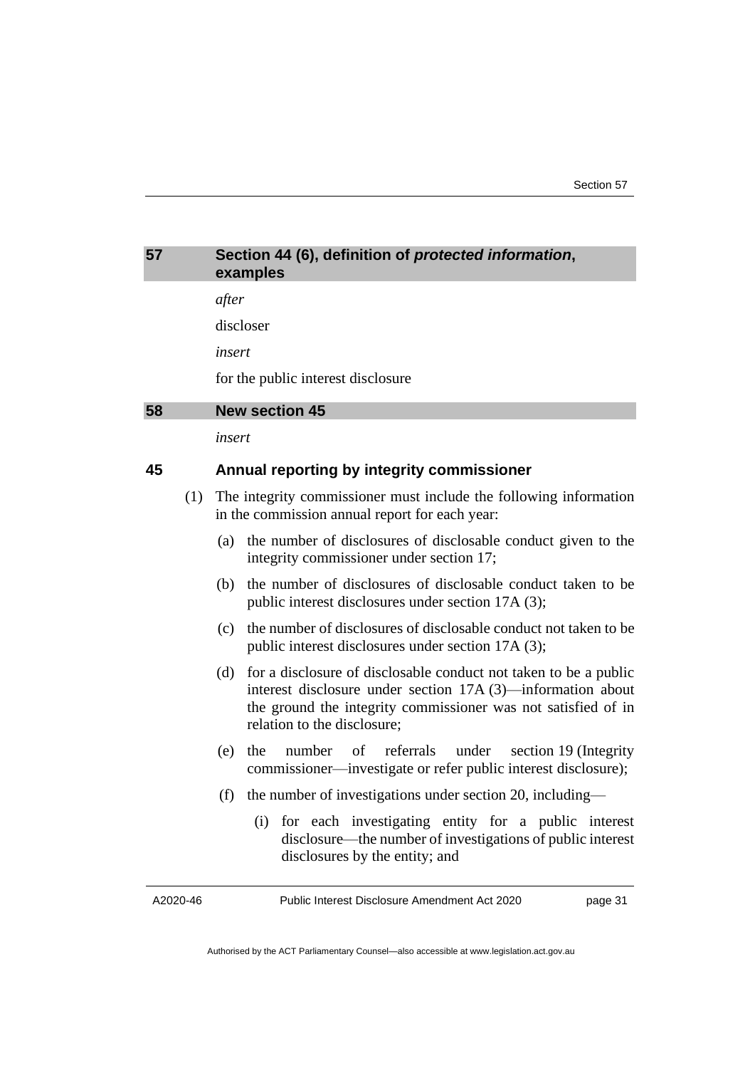## 57 Section 44 (6), definition of *protected information*, examples

*after*

discloser

*insert*

for the public interest disclosure

## 58 New section 45

*insert*

### 45 Annual reporting by integrity commissioner

(1) The integrity commissioner must include the following information in the commission annual report for each year:

(a) the number of disclosures of disclosable conduct given to the integrity commissioner under section 17;

(b) the number of disclosures of disclosable conduct taken to be public interest disclosures under section 17A (3);

(c) the number of disclosures of disclosable conduct not taken to be public interest disclosures under section 17A (3);

(d) for a disclosure of disclosable conduct not taken to be a public interest disclosure under section 17A (3)—information about the ground the integrity commissioner was not satisfied of in relation to the disclosure;

(e) the number of referrals under section 19 (Integrity commissioner—investigate or refer public interest disclosure);

(f) the number of investigations under section 20, including—

(i) for each investigating entity for a public interest disclosure—the number of investigations of public interest disclosures by the entity; and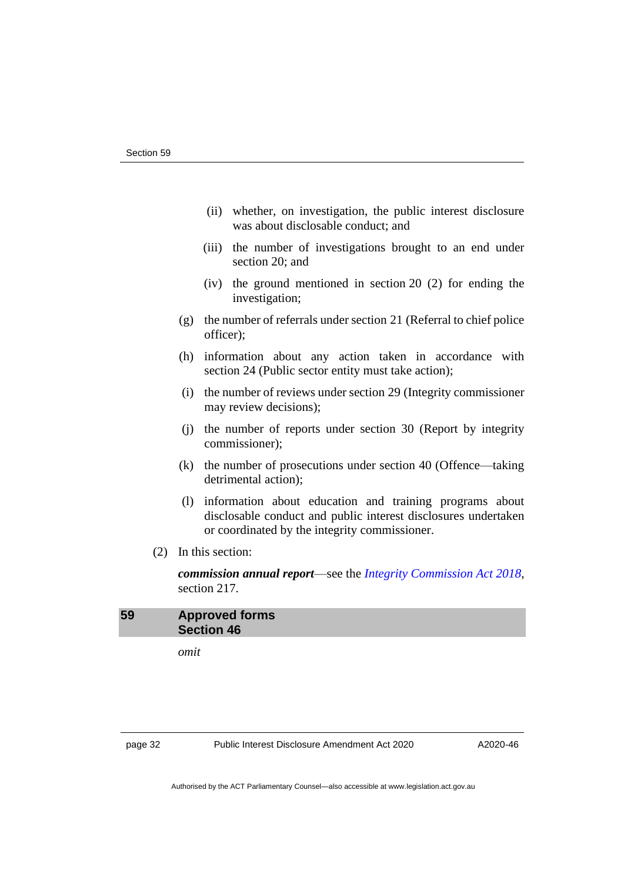(ii) whether, on investigation, the public interest disclosure was about disclosable conduct; and

(iii) the number of investigations brought to an end under section 20; and

(iv) the ground mentioned in section 20 (2) for ending the investigation;

(g) the number of referrals under section 21 (Referral to chief police officer);

(h) information about any action taken in accordance with section 24 (Public sector entity must take action);

(i) the number of reviews under section 29 (Integrity commissioner may review decisions);

(j) the number of reports under section 30 (Report by integrity commissioner);

(k) the number of prosecutions under section 40 (Offence—taking detrimental action);

(l) information about education and training programs about disclosable conduct and public interest disclosures undertaken or coordinated by the integrity commissioner.

(2) In this section:

***commission annual report***—see the *Integrity Commission Act 2018*, section 217.

## 59 Approved forms Section 46

*omit*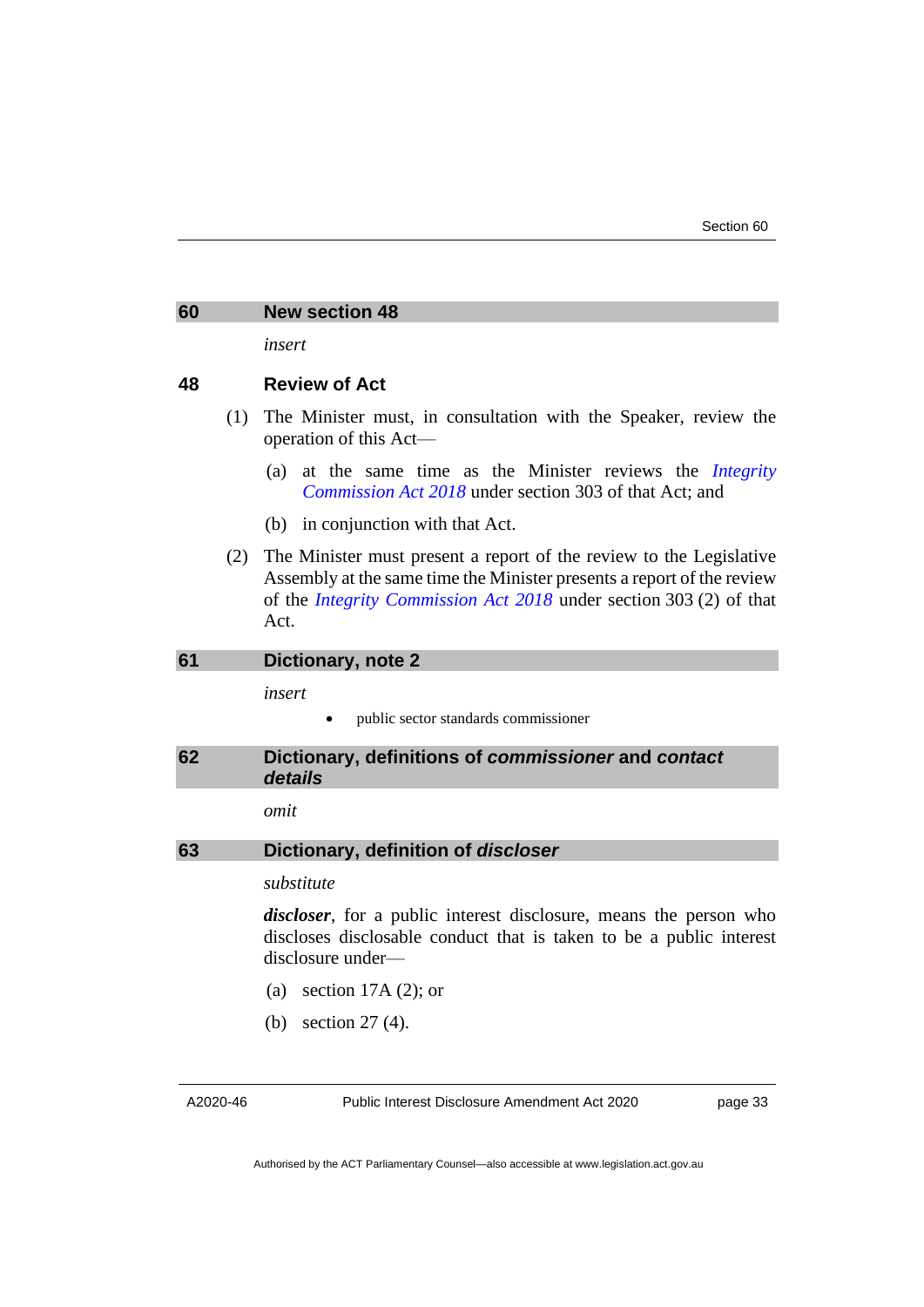## 60 New section 48

*insert*

### 48 Review of Act

(1) The Minister must, in consultation with the Speaker, review the operation of this Act—

(a) at the same time as the Minister reviews the *Integrity Commission Act 2018* under section 303 of that Act; and

(b) in conjunction with that Act.

(2) The Minister must present a report of the review to the Legislative Assembly at the same time the Minister presents a report of the review of the *Integrity Commission Act 2018* under section 303 (2) of that Act.

## 61 Dictionary, note 2

*insert*

- public sector standards commissioner

## 62 Dictionary, definitions of *commissioner* and *contact details*

*omit*

## 63 Dictionary, definition of *discloser*

*substitute*

***discloser***, for a public interest disclosure, means the person who discloses disclosable conduct that is taken to be a public interest disclosure under—

(a) section 17A (2); or

(b) section 27 (4).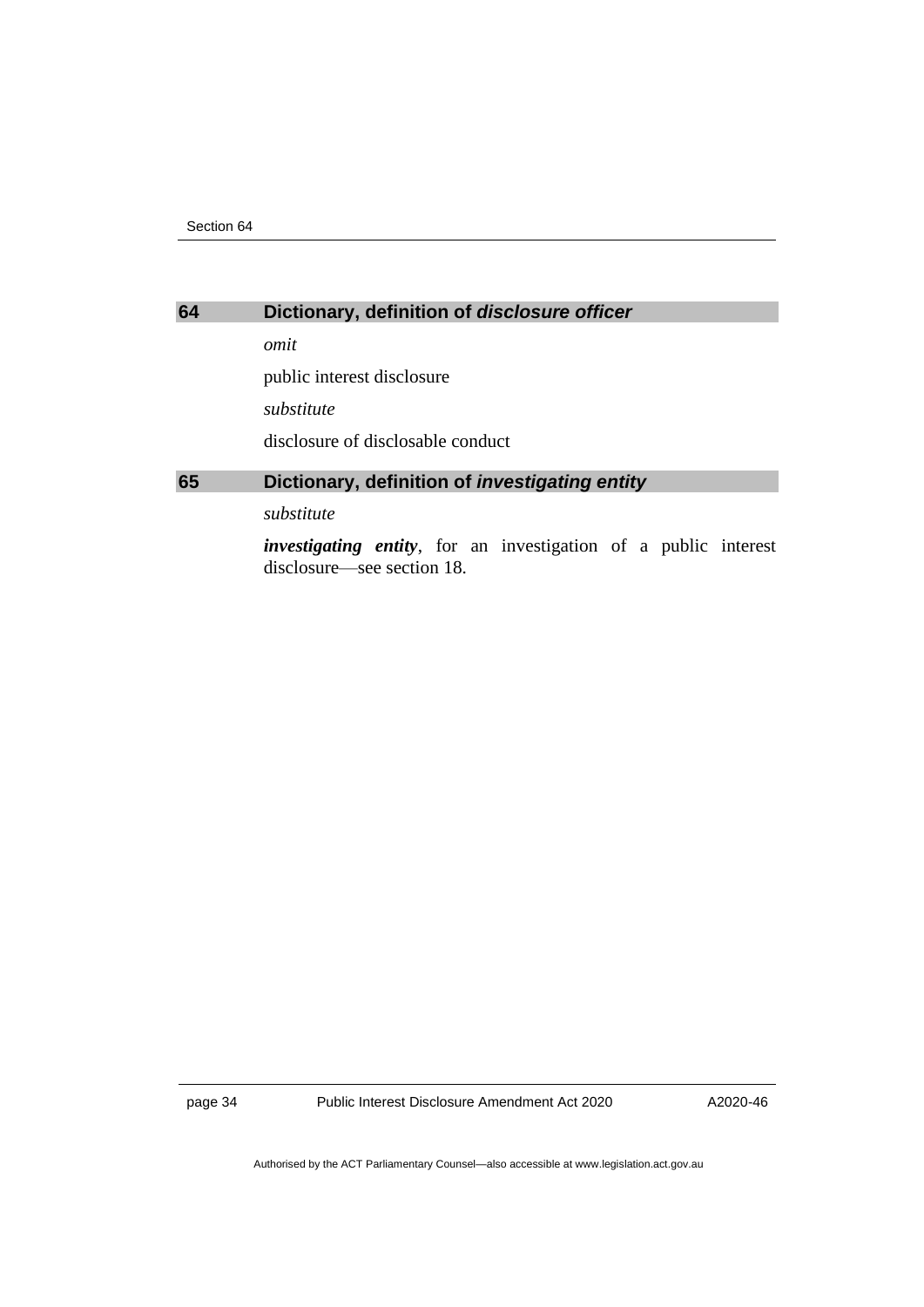## 64 Dictionary, definition of *disclosure officer*

*omit*

public interest disclosure

*substitute*

disclosure of disclosable conduct

## 65 Dictionary, definition of *investigating entity*

*substitute*

***investigating entity***, for an investigation of a public interest disclosure—see section 18.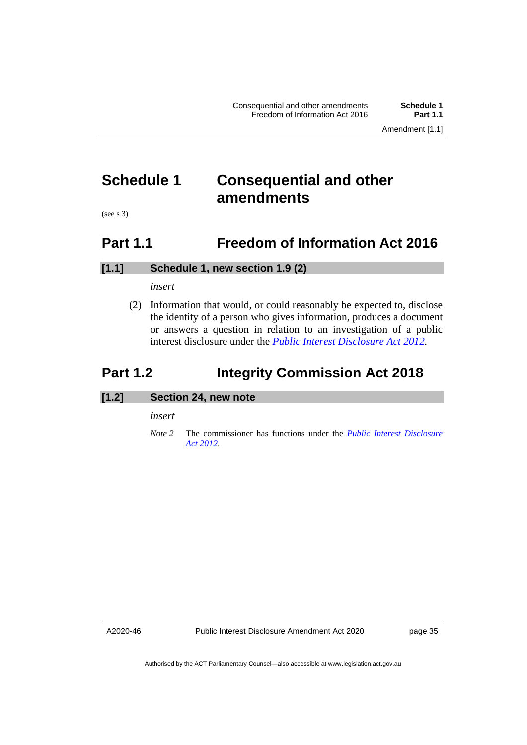# Schedule 1 Consequential and other amendments

(see s 3)

## Part 1.1 Freedom of Information Act 2016

### [1.1] Schedule 1, new section 1.9 (2)

*insert*

(2) Information that would, or could reasonably be expected to, disclose the identity of a person who gives information, produces a document or answers a question in relation to an investigation of a public interest disclosure under the *Public Interest Disclosure Act 2012*.

## Part 1.2 Integrity Commission Act 2018

### [1.2] Section 24, new note

*insert*

*Note 2* The commissioner has functions under the *Public Interest Disclosure Act 2012*.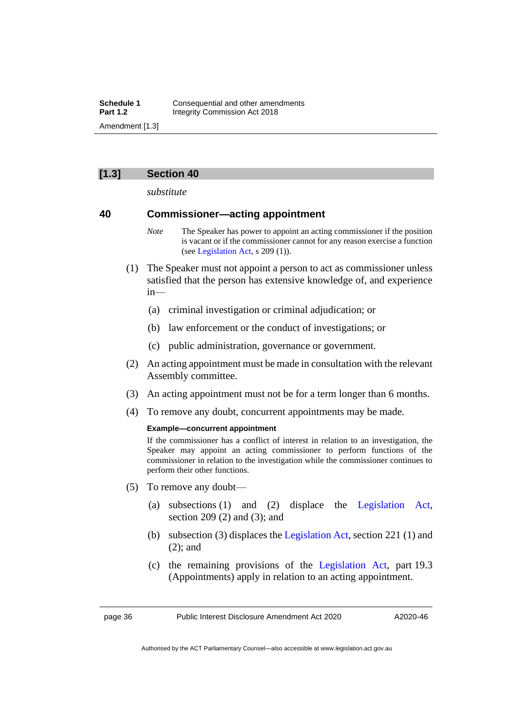## [1.3] Section 40

*substitute*

### 40 Commissioner—acting appointment

*Note* The Speaker has power to appoint an acting commissioner if the position is vacant or if the commissioner cannot for any reason exercise a function (see Legislation Act, s 209 (1)).

(1) The Speaker must not appoint a person to act as commissioner unless satisfied that the person has extensive knowledge of, and experience in—

(a) criminal investigation or criminal adjudication; or

(b) law enforcement or the conduct of investigations; or

(c) public administration, governance or government.

(2) An acting appointment must be made in consultation with the relevant Assembly committee.

(3) An acting appointment must not be for a term longer than 6 months.

(4) To remove any doubt, concurrent appointments may be made.

**Example—concurrent appointment**

If the commissioner has a conflict of interest in relation to an investigation, the Speaker may appoint an acting commissioner to perform functions of the commissioner in relation to the investigation while the commissioner continues to perform their other functions.

(5) To remove any doubt—

(a) subsections (1) and (2) displace the Legislation Act, section 209 (2) and (3); and

(b) subsection (3) displaces the Legislation Act, section 221 (1) and (2); and

(c) the remaining provisions of the Legislation Act, part 19.3 (Appointments) apply in relation to an acting appointment.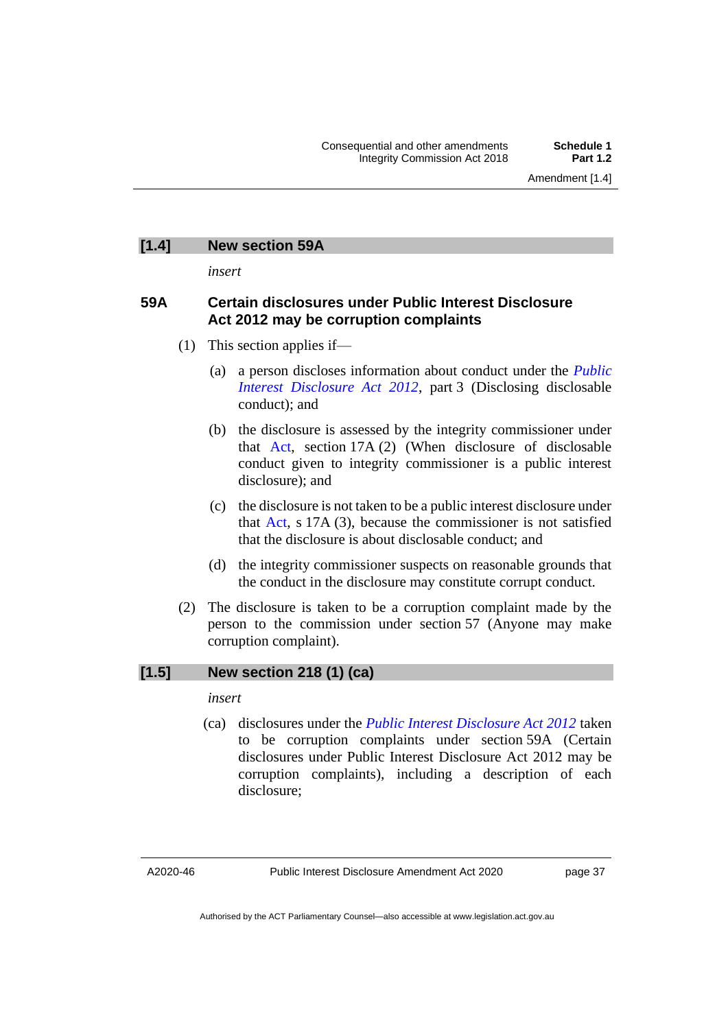## [1.4] New section 59A

*insert*

### 59A Certain disclosures under Public Interest Disclosure Act 2012 may be corruption complaints

(1) This section applies if—

(a) a person discloses information about conduct under the *Public Interest Disclosure Act 2012*, part 3 (Disclosing disclosable conduct); and

(b) the disclosure is assessed by the integrity commissioner under that Act, section 17A (2) (When disclosure of disclosable conduct given to integrity commissioner is a public interest disclosure); and

(c) the disclosure is not taken to be a public interest disclosure under that Act, s 17A (3), because the commissioner is not satisfied that the disclosure is about disclosable conduct; and

(d) the integrity commissioner suspects on reasonable grounds that the conduct in the disclosure may constitute corrupt conduct.

(2) The disclosure is taken to be a corruption complaint made by the person to the commission under section 57 (Anyone may make corruption complaint).

## [1.5] New section 218 (1) (ca)

*insert*

(ca) disclosures under the *Public Interest Disclosure Act 2012* taken to be corruption complaints under section 59A (Certain disclosures under Public Interest Disclosure Act 2012 may be corruption complaints), including a description of each disclosure;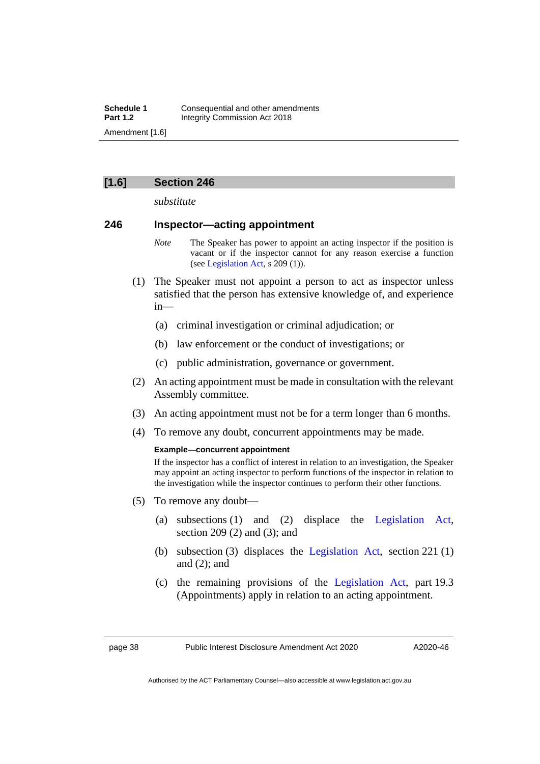## [1.6] Section 246

*substitute*

### 246 Inspector—acting appointment

*Note* The Speaker has power to appoint an acting inspector if the position is vacant or if the inspector cannot for any reason exercise a function (see Legislation Act, s 209 (1)).

(1) The Speaker must not appoint a person to act as inspector unless satisfied that the person has extensive knowledge of, and experience in—

(a) criminal investigation or criminal adjudication; or

(b) law enforcement or the conduct of investigations; or

(c) public administration, governance or government.

(2) An acting appointment must be made in consultation with the relevant Assembly committee.

(3) An acting appointment must not be for a term longer than 6 months.

(4) To remove any doubt, concurrent appointments may be made.

**Example—concurrent appointment**

If the inspector has a conflict of interest in relation to an investigation, the Speaker may appoint an acting inspector to perform functions of the inspector in relation to the investigation while the inspector continues to perform their other functions.

(5) To remove any doubt—

(a) subsections (1) and (2) displace the Legislation Act, section 209 (2) and (3); and

(b) subsection (3) displaces the Legislation Act, section 221 (1) and (2); and

(c) the remaining provisions of the Legislation Act, part 19.3 (Appointments) apply in relation to an acting appointment.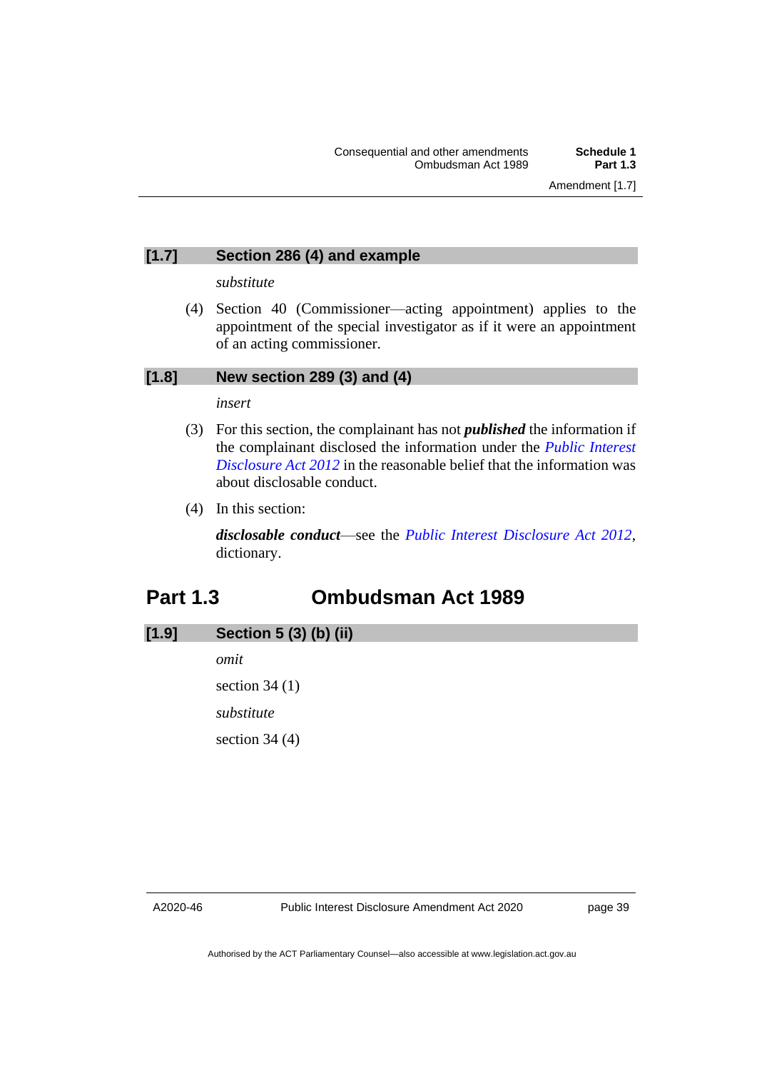### [1.7] Section 286 (4) and example

*substitute*

(4) Section 40 (Commissioner—acting appointment) applies to the appointment of the special investigator as if it were an appointment of an acting commissioner.

### [1.8] New section 289 (3) and (4)

*insert*

(3) For this section, the complainant has not ***published*** the information if the complainant disclosed the information under the *Public Interest Disclosure Act 2012* in the reasonable belief that the information was about disclosable conduct.

(4) In this section:

***disclosable conduct***—see the *Public Interest Disclosure Act 2012*, dictionary.

## Part 1.3 Ombudsman Act 1989

### [1.9] Section 5 (3) (b) (ii)

*omit*

section 34 (1)

*substitute*

section 34 (4)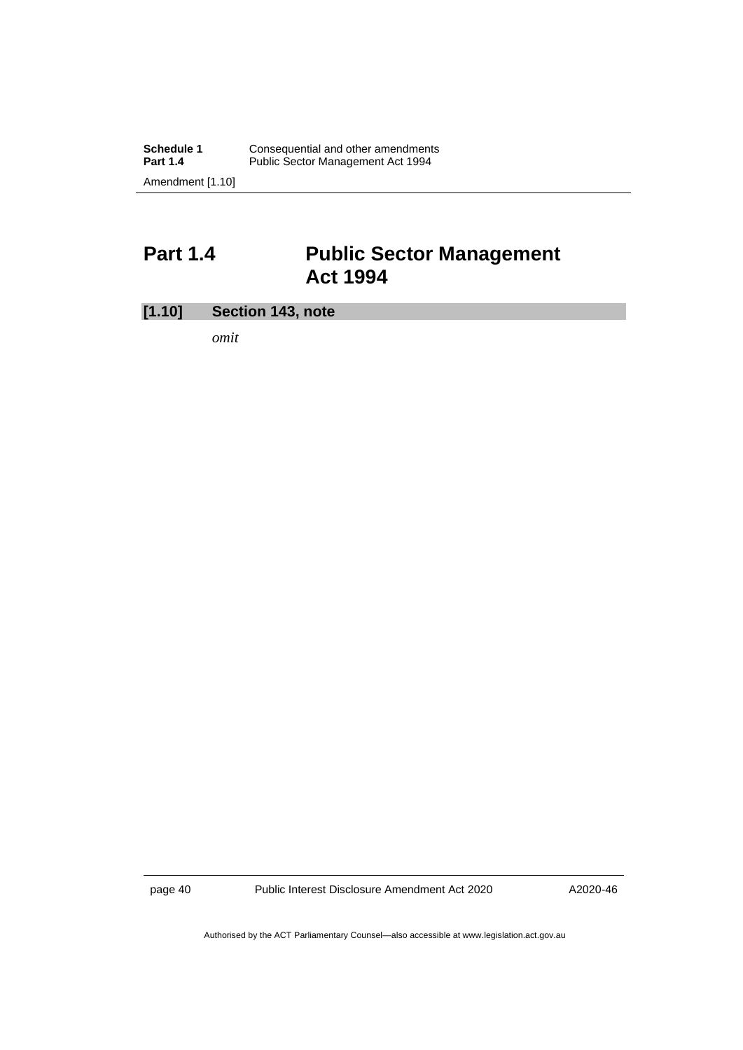## Part 1.4 Public Sector Management Act 1994

### [1.10] Section 143, note

*omit*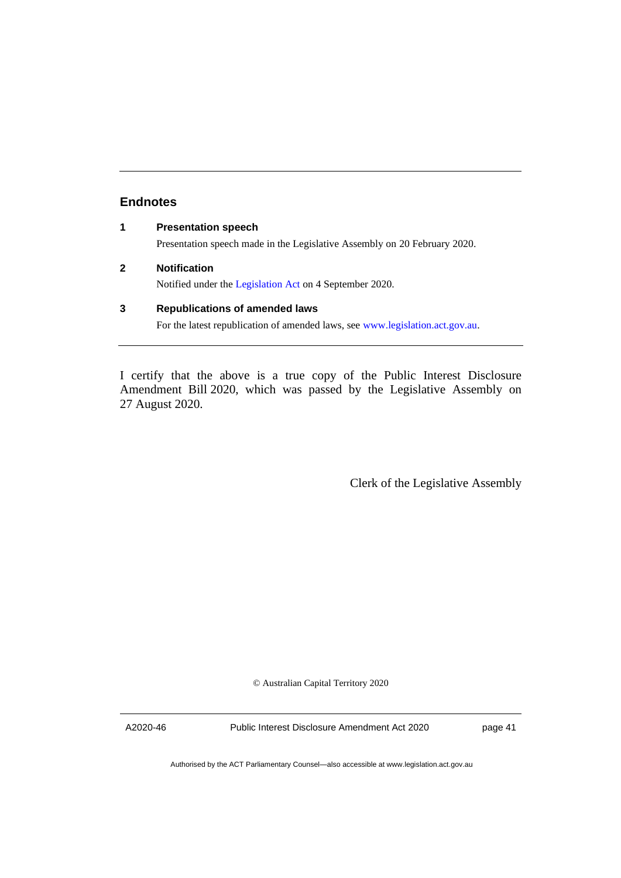## Endnotes

### 1 Presentation speech

Presentation speech made in the Legislative Assembly on 20 February 2020.

### 2 Notification

Notified under the Legislation Act on 4 September 2020.

### 3 Republications of amended laws

For the latest republication of amended laws, see www.legislation.act.gov.au.

---

I certify that the above is a true copy of the Public Interest Disclosure Amendment Bill 2020, which was passed by the Legislative Assembly on 27 August 2020.

Clerk of the Legislative Assembly

© Australian Capital Territory 2020